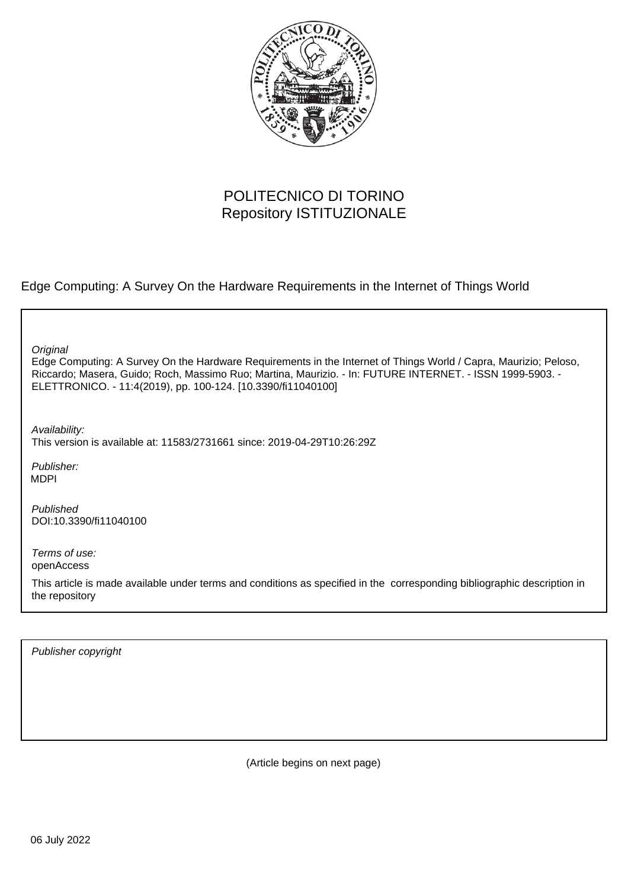POLITECNICO DI TORINO
Repository ISTITUZIONALE

Edge Computing: A Survey On the Hardware Requirements in the Internet of Things World

*Original*
Edge Computing: A Survey On the Hardware Requirements in the Internet of Things World / Capra, Maurizio; Peloso, Riccardo; Masera, Guido; Roch, Massimo Ruo; Martina, Maurizio. - In: FUTURE INTERNET. - ISSN 1999-5903. - ELETTRONICO. - 11:4(2019), pp. 100-124. [10.3390/fi11040100]

*Availability:*
This version is available at: 11583/2731661 since: 2019-04-29T10:26:29Z

*Publisher:*
MDPI

*Published*
DOI:10.3390/fi11040100

*Terms of use:*
openAccess

This article is made available under terms and conditions as specified in the corresponding bibliographic description in the repository

*Publisher copyright*

(Article begins on next page)

06 July 2022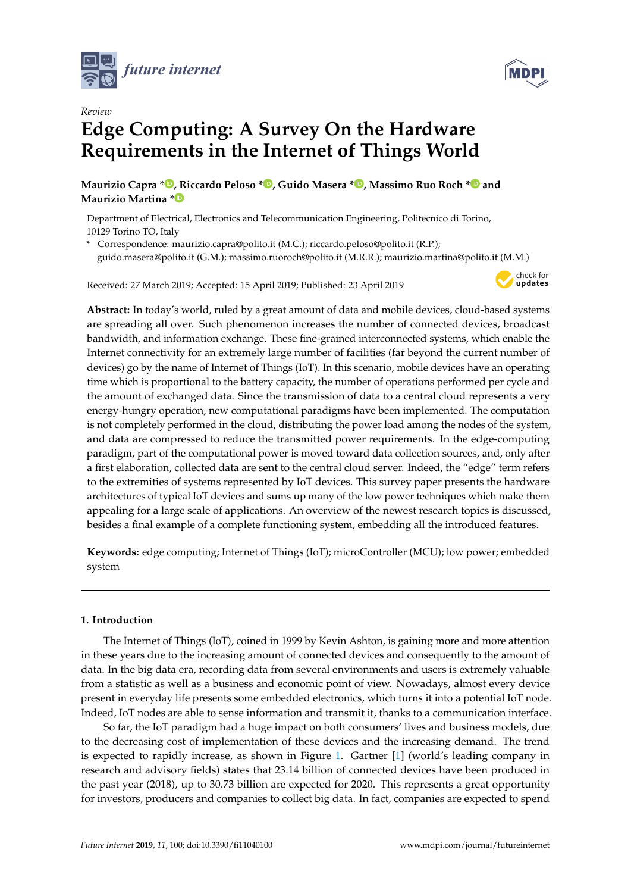# Review

# Edge Computing: A Survey On the Hardware Requirements in the Internet of Things World

**Maurizio Capra \*, Riccardo Peloso \*, Guido Masera \*, Massimo Ruo Roch \* and Maurizio Martina \***

Department of Electrical, Electronics and Telecommunication Engineering, Politecnico di Torino, 10129 Torino TO, Italy

\* Correspondence: maurizio.capra@polito.it (M.C.); riccardo.peloso@polito.it (R.P.); guido.masera@polito.it (G.M.); massimo.ruoroch@polito.it (M.R.R.); maurizio.martina@polito.it (M.M.)

Received: 27 March 2019; Accepted: 15 April 2019; Published: 23 April 2019

**Abstract:** In today's world, ruled by a great amount of data and mobile devices, cloud-based systems are spreading all over. Such phenomenon increases the number of connected devices, broadcast bandwidth, and information exchange. These fine-grained interconnected systems, which enable the Internet connectivity for an extremely large number of facilities (far beyond the current number of devices) go by the name of Internet of Things (IoT). In this scenario, mobile devices have an operating time which is proportional to the battery capacity, the number of operations performed per cycle and the amount of exchanged data. Since the transmission of data to a central cloud represents a very energy-hungry operation, new computational paradigms have been implemented. The computation is not completely performed in the cloud, distributing the power load among the nodes of the system, and data are compressed to reduce the transmitted power requirements. In the edge-computing paradigm, part of the computational power is moved toward data collection sources, and, only after a first elaboration, collected data are sent to the central cloud server. Indeed, the "edge" term refers to the extremities of systems represented by IoT devices. This survey paper presents the hardware architectures of typical IoT devices and sums up many of the low power techniques which make them appealing for a large scale of applications. An overview of the newest research topics is discussed, besides a final example of a complete functioning system, embedding all the introduced features.

**Keywords:** edge computing; Internet of Things (IoT); microController (MCU); low power; embedded system

## 1. Introduction

The Internet of Things (IoT), coined in 1999 by Kevin Ashton, is gaining more and more attention in these years due to the increasing amount of connected devices and consequently to the amount of data. In the big data era, recording data from several environments and users is extremely valuable from a statistic as well as a business and economic point of view. Nowadays, almost every device present in everyday life presents some embedded electronics, which turns it into a potential IoT node. Indeed, IoT nodes are able to sense information and transmit it, thanks to a communication interface.

So far, the IoT paradigm had a huge impact on both consumers' lives and business models, due to the decreasing cost of implementation of these devices and the increasing demand. The trend is expected to rapidly increase, as shown in Figure 1. Gartner [1] (world's leading company in research and advisory fields) states that 23.14 billion of connected devices have been produced in the past year (2018), up to 30.73 billion are expected for 2020. This represents a great opportunity for investors, producers and companies to collect big data. In fact, companies are expected to spend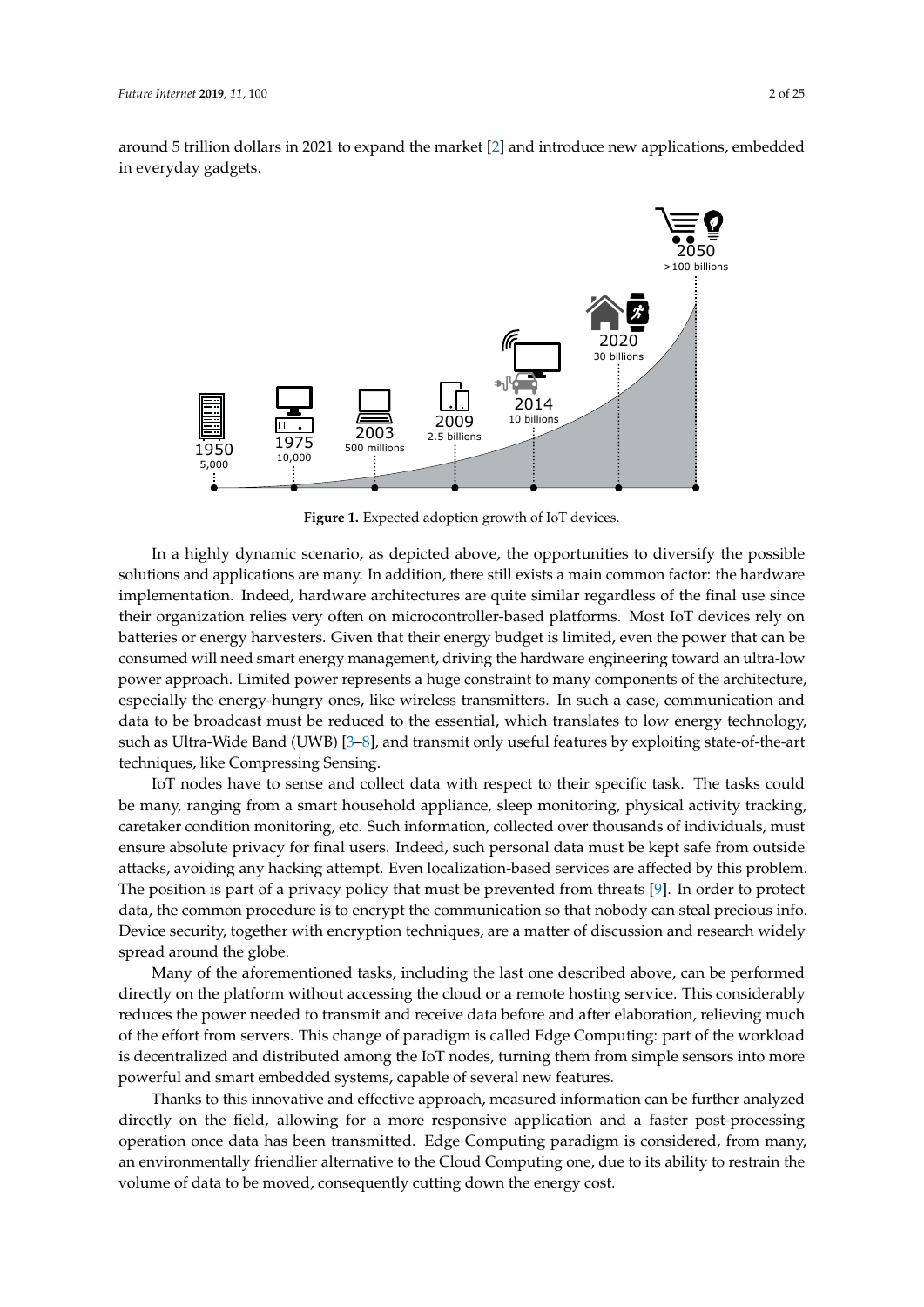around 5 trillion dollars in 2021 to expand the market [2] and introduce new applications, embedded in everyday gadgets.

**Figure 1.** Expected adoption growth of IoT devices.

In a highly dynamic scenario, as depicted above, the opportunities to diversify the possible solutions and applications are many. In addition, there still exists a main common factor: the hardware implementation. Indeed, hardware architectures are quite similar regardless of the final use since their organization relies very often on microcontroller-based platforms. Most IoT devices rely on batteries or energy harvesters. Given that their energy budget is limited, even the power that can be consumed will need smart energy management, driving the hardware engineering toward an ultra-low power approach. Limited power represents a huge constraint to many components of the architecture, especially the energy-hungry ones, like wireless transmitters. In such a case, communication and data to be broadcast must be reduced to the essential, which translates to low energy technology, such as Ultra-Wide Band (UWB) [3–8], and transmit only useful features by exploiting state-of-the-art techniques, like Compressing Sensing.

IoT nodes have to sense and collect data with respect to their specific task. The tasks could be many, ranging from a smart household appliance, sleep monitoring, physical activity tracking, caretaker condition monitoring, etc. Such information, collected over thousands of individuals, must ensure absolute privacy for final users. Indeed, such personal data must be kept safe from outside attacks, avoiding any hacking attempt. Even localization-based services are affected by this problem. The position is part of a privacy policy that must be prevented from threats [9]. In order to protect data, the common procedure is to encrypt the communication so that nobody can steal precious info. Device security, together with encryption techniques, are a matter of discussion and research widely spread around the globe.

Many of the aforementioned tasks, including the last one described above, can be performed directly on the platform without accessing the cloud or a remote hosting service. This considerably reduces the power needed to transmit and receive data before and after elaboration, relieving much of the effort from servers. This change of paradigm is called Edge Computing: part of the workload is decentralized and distributed among the IoT nodes, turning them from simple sensors into more powerful and smart embedded systems, capable of several new features.

Thanks to this innovative and effective approach, measured information can be further analyzed directly on the field, allowing for a more responsive application and a faster post-processing operation once data has been transmitted. Edge Computing paradigm is considered, from many, an environmentally friendlier alternative to the Cloud Computing one, due to its ability to restrain the volume of data to be moved, consequently cutting down the energy cost.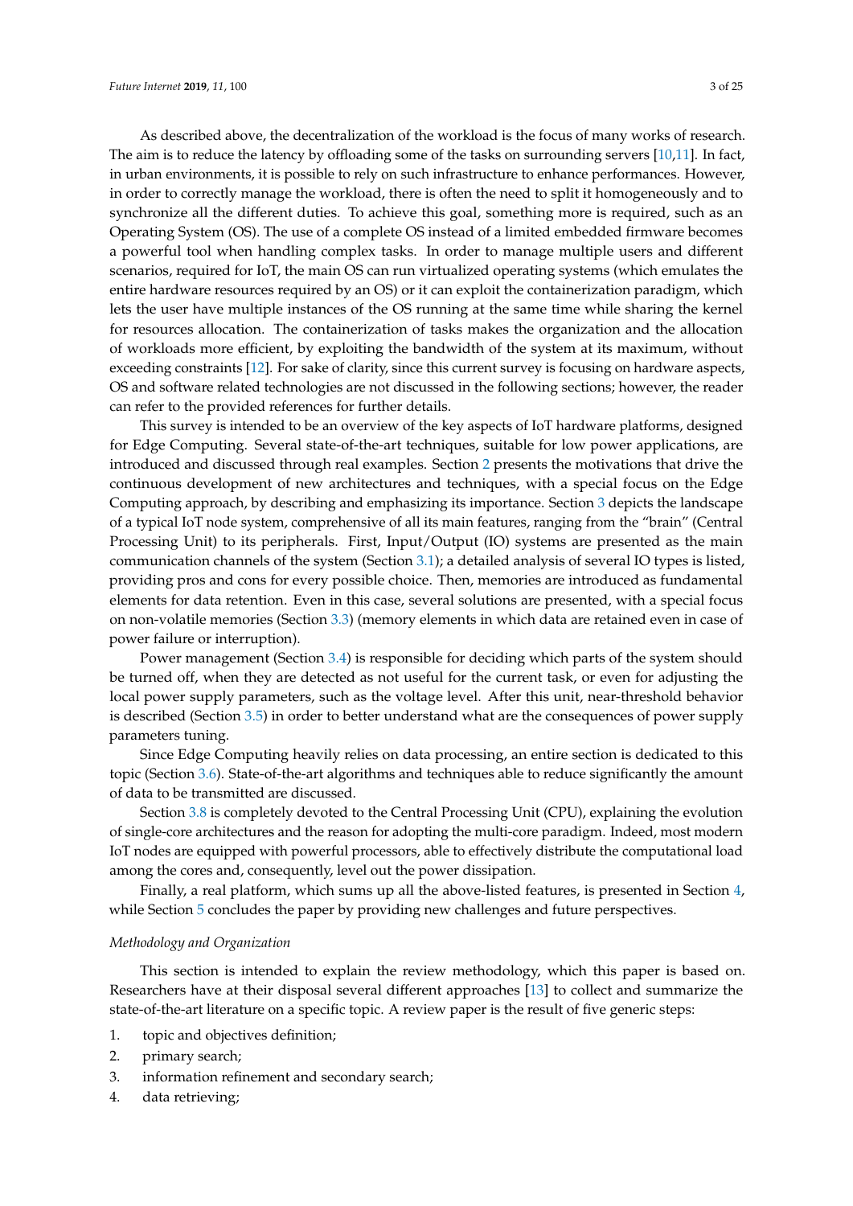As described above, the decentralization of the workload is the focus of many works of research. The aim is to reduce the latency by offloading some of the tasks on surrounding servers [10,11]. In fact, in urban environments, it is possible to rely on such infrastructure to enhance performances. However, in order to correctly manage the workload, there is often the need to split it homogeneously and to synchronize all the different duties. To achieve this goal, something more is required, such as an Operating System (OS). The use of a complete OS instead of a limited embedded firmware becomes a powerful tool when handling complex tasks. In order to manage multiple users and different scenarios, required for IoT, the main OS can run virtualized operating systems (which emulates the entire hardware resources required by an OS) or it can exploit the containerization paradigm, which lets the user have multiple instances of the OS running at the same time while sharing the kernel for resources allocation. The containerization of tasks makes the organization and the allocation of workloads more efficient, by exploiting the bandwidth of the system at its maximum, without exceeding constraints [12]. For sake of clarity, since this current survey is focusing on hardware aspects, OS and software related technologies are not discussed in the following sections; however, the reader can refer to the provided references for further details.

This survey is intended to be an overview of the key aspects of IoT hardware platforms, designed for Edge Computing. Several state-of-the-art techniques, suitable for low power applications, are introduced and discussed through real examples. Section 2 presents the motivations that drive the continuous development of new architectures and techniques, with a special focus on the Edge Computing approach, by describing and emphasizing its importance. Section 3 depicts the landscape of a typical IoT node system, comprehensive of all its main features, ranging from the "brain" (Central Processing Unit) to its peripherals. First, Input/Output (IO) systems are presented as the main communication channels of the system (Section 3.1); a detailed analysis of several IO types is listed, providing pros and cons for every possible choice. Then, memories are introduced as fundamental elements for data retention. Even in this case, several solutions are presented, with a special focus on non-volatile memories (Section 3.3) (memory elements in which data are retained even in case of power failure or interruption).

Power management (Section 3.4) is responsible for deciding which parts of the system should be turned off, when they are detected as not useful for the current task, or even for adjusting the local power supply parameters, such as the voltage level. After this unit, near-threshold behavior is described (Section 3.5) in order to better understand what are the consequences of power supply parameters tuning.

Since Edge Computing heavily relies on data processing, an entire section is dedicated to this topic (Section 3.6). State-of-the-art algorithms and techniques able to reduce significantly the amount of data to be transmitted are discussed.

Section 3.8 is completely devoted to the Central Processing Unit (CPU), explaining the evolution of single-core architectures and the reason for adopting the multi-core paradigm. Indeed, most modern IoT nodes are equipped with powerful processors, able to effectively distribute the computational load among the cores and, consequently, level out the power dissipation.

Finally, a real platform, which sums up all the above-listed features, is presented in Section 4, while Section 5 concludes the paper by providing new challenges and future perspectives.

*Methodology and Organization*

This section is intended to explain the review methodology, which this paper is based on. Researchers have at their disposal several different approaches [13] to collect and summarize the state-of-the-art literature on a specific topic. A review paper is the result of five generic steps:

1. topic and objectives definition;
2. primary search;
3. information refinement and secondary search;
4. data retrieving;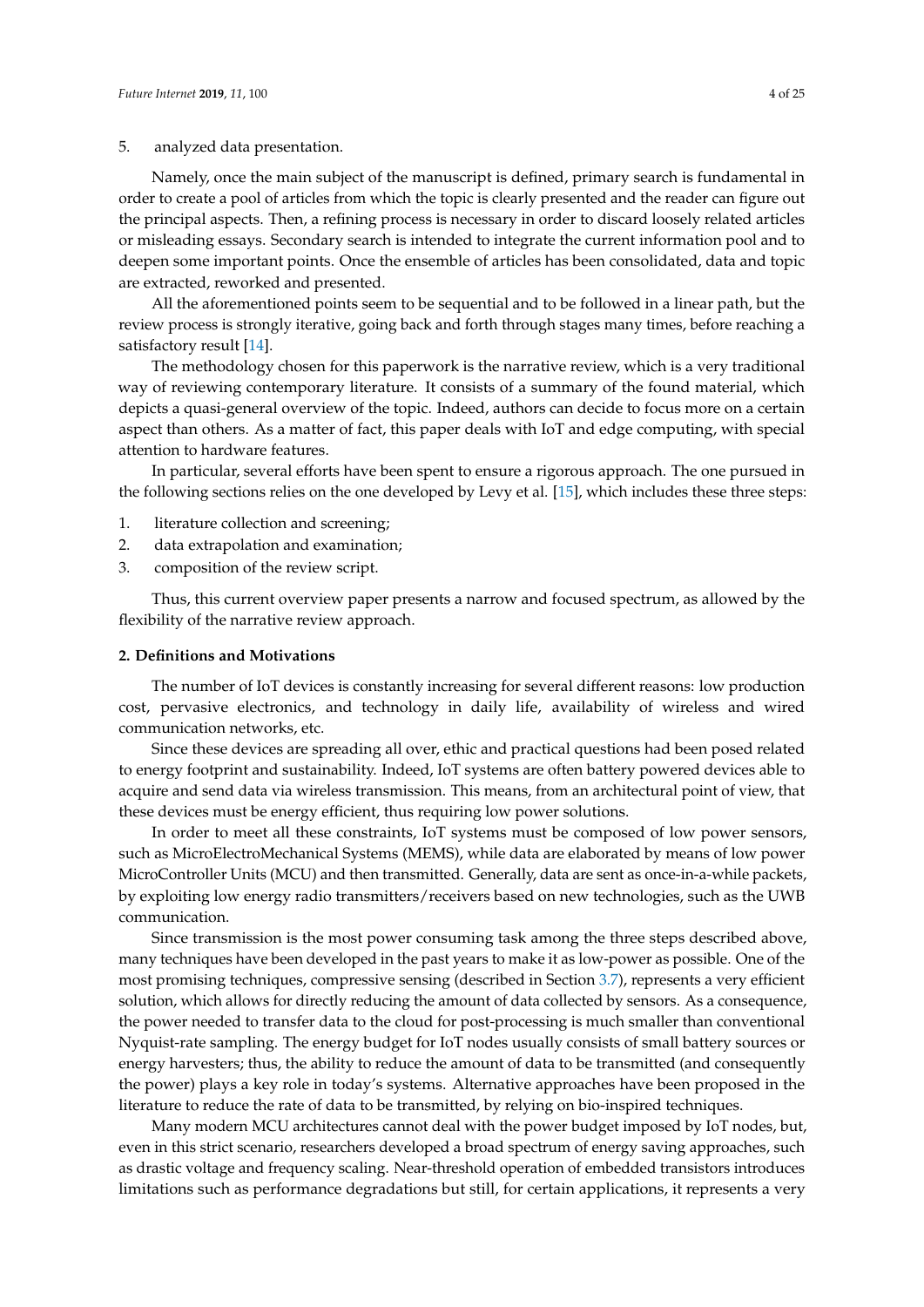5. analyzed data presentation.

Namely, once the main subject of the manuscript is defined, primary search is fundamental in order to create a pool of articles from which the topic is clearly presented and the reader can figure out the principal aspects. Then, a refining process is necessary in order to discard loosely related articles or misleading essays. Secondary search is intended to integrate the current information pool and to deepen some important points. Once the ensemble of articles has been consolidated, data and topic are extracted, reworked and presented.

All the aforementioned points seem to be sequential and to be followed in a linear path, but the review process is strongly iterative, going back and forth through stages many times, before reaching a satisfactory result [14].

The methodology chosen for this paperwork is the narrative review, which is a very traditional way of reviewing contemporary literature. It consists of a summary of the found material, which depicts a quasi-general overview of the topic. Indeed, authors can decide to focus more on a certain aspect than others. As a matter of fact, this paper deals with IoT and edge computing, with special attention to hardware features.

In particular, several efforts have been spent to ensure a rigorous approach. The one pursued in the following sections relies on the one developed by Levy et al. [15], which includes these three steps:

1. literature collection and screening;
2. data extrapolation and examination;
3. composition of the review script.

Thus, this current overview paper presents a narrow and focused spectrum, as allowed by the flexibility of the narrative review approach.

## 2. Definitions and Motivations

The number of IoT devices is constantly increasing for several different reasons: low production cost, pervasive electronics, and technology in daily life, availability of wireless and wired communication networks, etc.

Since these devices are spreading all over, ethic and practical questions had been posed related to energy footprint and sustainability. Indeed, IoT systems are often battery powered devices able to acquire and send data via wireless transmission. This means, from an architectural point of view, that these devices must be energy efficient, thus requiring low power solutions.

In order to meet all these constraints, IoT systems must be composed of low power sensors, such as MicroElectroMechanical Systems (MEMS), while data are elaborated by means of low power MicroController Units (MCU) and then transmitted. Generally, data are sent as once-in-a-while packets, by exploiting low energy radio transmitters/receivers based on new technologies, such as the UWB communication.

Since transmission is the most power consuming task among the three steps described above, many techniques have been developed in the past years to make it as low-power as possible. One of the most promising techniques, compressive sensing (described in Section 3.7), represents a very efficient solution, which allows for directly reducing the amount of data collected by sensors. As a consequence, the power needed to transfer data to the cloud for post-processing is much smaller than conventional Nyquist-rate sampling. The energy budget for IoT nodes usually consists of small battery sources or energy harvesters; thus, the ability to reduce the amount of data to be transmitted (and consequently the power) plays a key role in today's systems. Alternative approaches have been proposed in the literature to reduce the rate of data to be transmitted, by relying on bio-inspired techniques.

Many modern MCU architectures cannot deal with the power budget imposed by IoT nodes, but, even in this strict scenario, researchers developed a broad spectrum of energy saving approaches, such as drastic voltage and frequency scaling. Near-threshold operation of embedded transistors introduces limitations such as performance degradations but still, for certain applications, it represents a very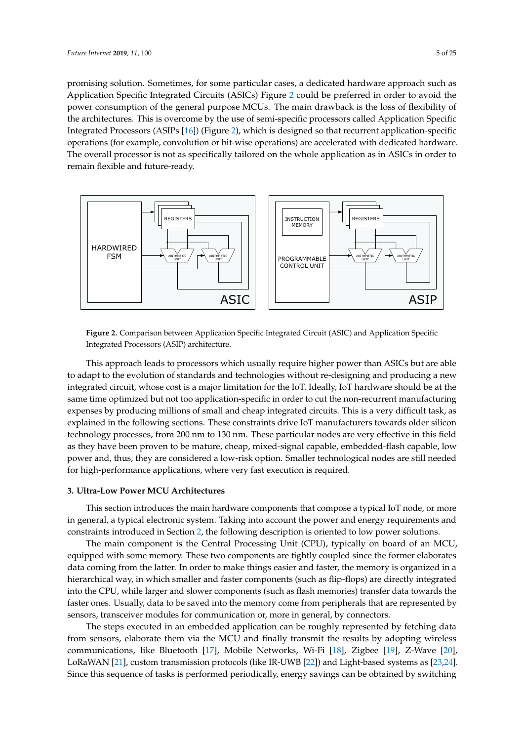promising solution. Sometimes, for some particular cases, a dedicated hardware approach such as Application Specific Integrated Circuits (ASICs) Figure 2 could be preferred in order to avoid the power consumption of the general purpose MCUs. The main drawback is the loss of flexibility of the architectures. This is overcome by the use of semi-specific processors called Application Specific Integrated Processors (ASIPs [16]) (Figure 2), which is designed so that recurrent application-specific operations (for example, convolution or bit-wise operations) are accelerated with dedicated hardware. The overall processor is not as specifically tailored on the whole application as in ASICs in order to remain flexible and future-ready.

**Figure 2.** Comparison between Application Specific Integrated Circuit (ASIC) and Application Specific Integrated Processors (ASIP) architecture.

This approach leads to processors which usually require higher power than ASICs but are able to adapt to the evolution of standards and technologies without re-designing and producing a new integrated circuit, whose cost is a major limitation for the IoT. Ideally, IoT hardware should be at the same time optimized but not too application-specific in order to cut the non-recurrent manufacturing expenses by producing millions of small and cheap integrated circuits. This is a very difficult task, as explained in the following sections. These constraints drive IoT manufacturers towards older silicon technology processes, from 200 nm to 130 nm. These particular nodes are very effective in this field as they have been proven to be mature, cheap, mixed-signal capable, embedded-flash capable, low power and, thus, they are considered a low-risk option. Smaller technological nodes are still needed for high-performance applications, where very fast execution is required.

## 3. Ultra-Low Power MCU Architectures

This section introduces the main hardware components that compose a typical IoT node, or more in general, a typical electronic system. Taking into account the power and energy requirements and constraints introduced in Section 2, the following description is oriented to low power solutions.

The main component is the Central Processing Unit (CPU), typically on board of an MCU, equipped with some memory. These two components are tightly coupled since the former elaborates data coming from the latter. In order to make things easier and faster, the memory is organized in a hierarchical way, in which smaller and faster components (such as flip-flops) are directly integrated into the CPU, while larger and slower components (such as flash memories) transfer data towards the faster ones. Usually, data to be saved into the memory come from peripherals that are represented by sensors, transceiver modules for communication or, more in general, by connectors.

The steps executed in an embedded application can be roughly represented by fetching data from sensors, elaborate them via the MCU and finally transmit the results by adopting wireless communications, like Bluetooth [17], Mobile Networks, Wi-Fi [18], Zigbee [19], Z-Wave [20], LoRaWAN [21], custom transmission protocols (like IR-UWB [22]) and Light-based systems as [23,24]. Since this sequence of tasks is performed periodically, energy savings can be obtained by switching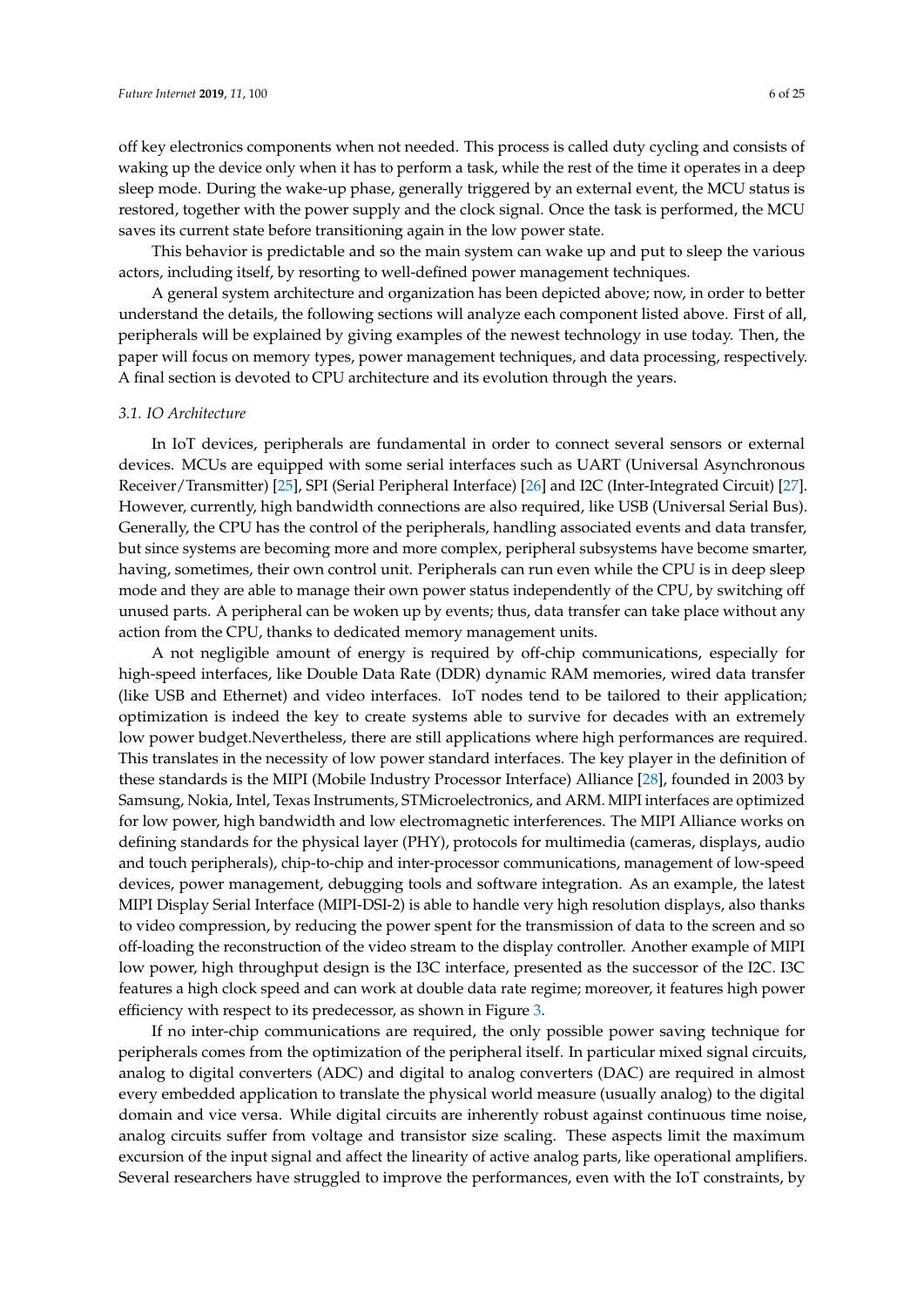off key electronics components when not needed. This process is called duty cycling and consists of waking up the device only when it has to perform a task, while the rest of the time it operates in a deep sleep mode. During the wake-up phase, generally triggered by an external event, the MCU status is restored, together with the power supply and the clock signal. Once the task is performed, the MCU saves its current state before transitioning again in the low power state.

This behavior is predictable and so the main system can wake up and put to sleep the various actors, including itself, by resorting to well-defined power management techniques.

A general system architecture and organization has been depicted above; now, in order to better understand the details, the following sections will analyze each component listed above. First of all, peripherals will be explained by giving examples of the newest technology in use today. Then, the paper will focus on memory types, power management techniques, and data processing, respectively. A final section is devoted to CPU architecture and its evolution through the years.

### 3.1. IO Architecture

In IoT devices, peripherals are fundamental in order to connect several sensors or external devices. MCUs are equipped with some serial interfaces such as UART (Universal Asynchronous Receiver/Transmitter) [25], SPI (Serial Peripheral Interface) [26] and I2C (Inter-Integrated Circuit) [27]. However, currently, high bandwidth connections are also required, like USB (Universal Serial Bus). Generally, the CPU has the control of the peripherals, handling associated events and data transfer, but since systems are becoming more and more complex, peripheral subsystems have become smarter, having, sometimes, their own control unit. Peripherals can run even while the CPU is in deep sleep mode and they are able to manage their own power status independently of the CPU, by switching off unused parts. A peripheral can be woken up by events; thus, data transfer can take place without any action from the CPU, thanks to dedicated memory management units.

A not negligible amount of energy is required by off-chip communications, especially for high-speed interfaces, like Double Data Rate (DDR) dynamic RAM memories, wired data transfer (like USB and Ethernet) and video interfaces. IoT nodes tend to be tailored to their application; optimization is indeed the key to create systems able to survive for decades with an extremely low power budget.Nevertheless, there are still applications where high performances are required. This translates in the necessity of low power standard interfaces. The key player in the definition of these standards is the MIPI (Mobile Industry Processor Interface) Alliance [28], founded in 2003 by Samsung, Nokia, Intel, Texas Instruments, STMicroelectronics, and ARM. MIPI interfaces are optimized for low power, high bandwidth and low electromagnetic interferences. The MIPI Alliance works on defining standards for the physical layer (PHY), protocols for multimedia (cameras, displays, audio and touch peripherals), chip-to-chip and inter-processor communications, management of low-speed devices, power management, debugging tools and software integration. As an example, the latest MIPI Display Serial Interface (MIPI-DSI-2) is able to handle very high resolution displays, also thanks to video compression, by reducing the power spent for the transmission of data to the screen and so off-loading the reconstruction of the video stream to the display controller. Another example of MIPI low power, high throughput design is the I3C interface, presented as the successor of the I2C. I3C features a high clock speed and can work at double data rate regime; moreover, it features high power efficiency with respect to its predecessor, as shown in Figure 3.

If no inter-chip communications are required, the only possible power saving technique for peripherals comes from the optimization of the peripheral itself. In particular mixed signal circuits, analog to digital converters (ADC) and digital to analog converters (DAC) are required in almost every embedded application to translate the physical world measure (usually analog) to the digital domain and vice versa. While digital circuits are inherently robust against continuous time noise, analog circuits suffer from voltage and transistor size scaling. These aspects limit the maximum excursion of the input signal and affect the linearity of active analog parts, like operational amplifiers. Several researchers have struggled to improve the performances, even with the IoT constraints, by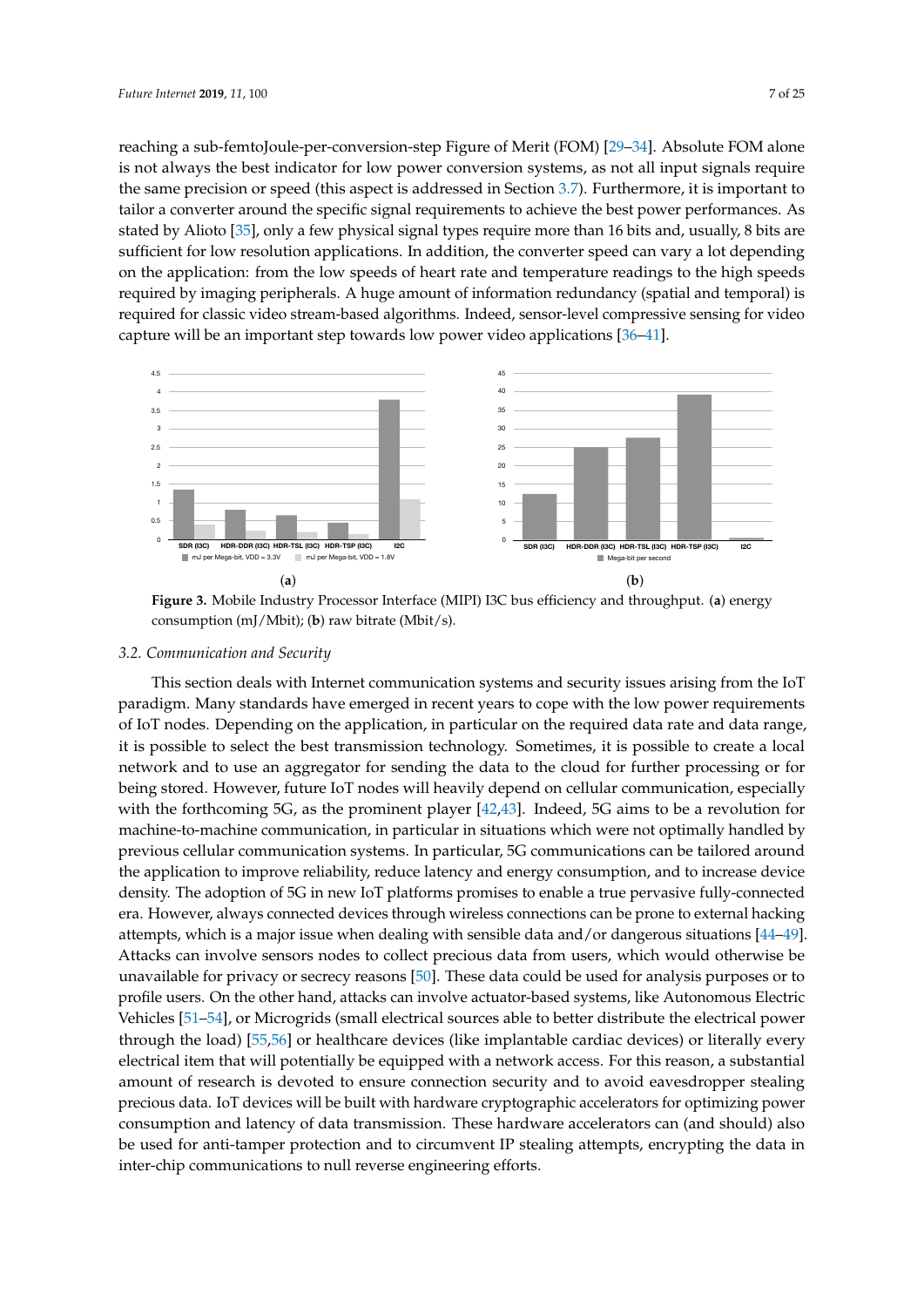reaching a sub-femtoJoule-per-conversion-step Figure of Merit (FOM) [29–34]. Absolute FOM alone is not always the best indicator for low power conversion systems, as not all input signals require the same precision or speed (this aspect is addressed in Section 3.7). Furthermore, it is important to tailor a converter around the specific signal requirements to achieve the best power performances. As stated by Alioto [35], only a few physical signal types require more than 16 bits and, usually, 8 bits are sufficient for low resolution applications. In addition, the converter speed can vary a lot depending on the application: from the low speeds of heart rate and temperature readings to the high speeds required by imaging peripherals. A huge amount of information redundancy (spatial and temporal) is required for classic video stream-based algorithms. Indeed, sensor-level compressive sensing for video capture will be an important step towards low power video applications [36–41].

**Figure 3.** Mobile Industry Processor Interface (MIPI) I3C bus efficiency and throughput. (**a**) energy consumption (mJ/Mbit); (**b**) raw bitrate (Mbit/s).

### 3.2. Communication and Security

This section deals with Internet communication systems and security issues arising from the IoT paradigm. Many standards have emerged in recent years to cope with the low power requirements of IoT nodes. Depending on the application, in particular on the required data rate and data range, it is possible to select the best transmission technology. Sometimes, it is possible to create a local network and to use an aggregator for sending the data to the cloud for further processing or for being stored. However, future IoT nodes will heavily depend on cellular communication, especially with the forthcoming 5G, as the prominent player [42,43]. Indeed, 5G aims to be a revolution for machine-to-machine communication, in particular in situations which were not optimally handled by previous cellular communication systems. In particular, 5G communications can be tailored around the application to improve reliability, reduce latency and energy consumption, and to increase device density. The adoption of 5G in new IoT platforms promises to enable a true pervasive fully-connected era. However, always connected devices through wireless connections can be prone to external hacking attempts, which is a major issue when dealing with sensible data and/or dangerous situations [44–49]. Attacks can involve sensors nodes to collect precious data from users, which would otherwise be unavailable for privacy or secrecy reasons [50]. These data could be used for analysis purposes or to profile users. On the other hand, attacks can involve actuator-based systems, like Autonomous Electric Vehicles [51–54], or Microgrids (small electrical sources able to better distribute the electrical power through the load) [55,56] or healthcare devices (like implantable cardiac devices) or literally every electrical item that will potentially be equipped with a network access. For this reason, a substantial amount of research is devoted to ensure connection security and to avoid eavesdropper stealing precious data. IoT devices will be built with hardware cryptographic accelerators for optimizing power consumption and latency of data transmission. These hardware accelerators can (and should) also be used for anti-tamper protection and to circumvent IP stealing attempts, encrypting the data in inter-chip communications to null reverse engineering efforts.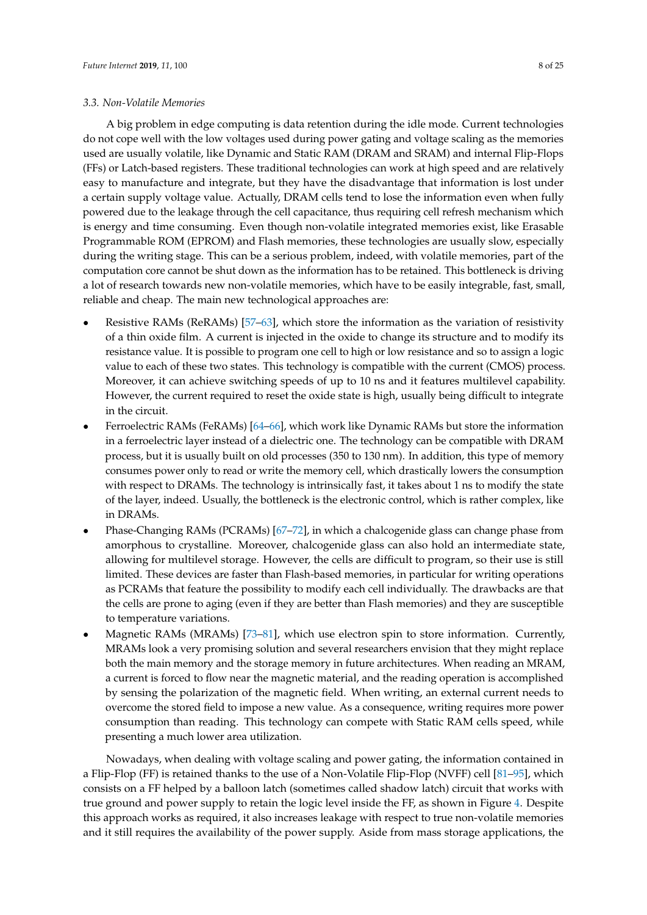### 3.3. Non-Volatile Memories

A big problem in edge computing is data retention during the idle mode. Current technologies do not cope well with the low voltages used during power gating and voltage scaling as the memories used are usually volatile, like Dynamic and Static RAM (DRAM and SRAM) and internal Flip-Flops (FFs) or Latch-based registers. These traditional technologies can work at high speed and are relatively easy to manufacture and integrate, but they have the disadvantage that information is lost under a certain supply voltage value. Actually, DRAM cells tend to lose the information even when fully powered due to the leakage through the cell capacitance, thus requiring cell refresh mechanism which is energy and time consuming. Even though non-volatile integrated memories exist, like Erasable Programmable ROM (EPROM) and Flash memories, these technologies are usually slow, especially during the writing stage. This can be a serious problem, indeed, with volatile memories, part of the computation core cannot be shut down as the information has to be retained. This bottleneck is driving a lot of research towards new non-volatile memories, which have to be easily integrable, fast, small, reliable and cheap. The main new technological approaches are:

- Resistive RAMs (ReRAMs) [57–63], which store the information as the variation of resistivity of a thin oxide film. A current is injected in the oxide to change its structure and to modify its resistance value. It is possible to program one cell to high or low resistance and so to assign a logic value to each of these two states. This technology is compatible with the current (CMOS) process. Moreover, it can achieve switching speeds of up to 10 ns and it features multilevel capability. However, the current required to reset the oxide state is high, usually being difficult to integrate in the circuit.
- Ferroelectric RAMs (FeRAMs) [64–66], which work like Dynamic RAMs but store the information in a ferroelectric layer instead of a dielectric one. The technology can be compatible with DRAM process, but it is usually built on old processes (350 to 130 nm). In addition, this type of memory consumes power only to read or write the memory cell, which drastically lowers the consumption with respect to DRAMs. The technology is intrinsically fast, it takes about 1 ns to modify the state of the layer, indeed. Usually, the bottleneck is the electronic control, which is rather complex, like in DRAMs.
- Phase-Changing RAMs (PCRAMs) [67–72], in which a chalcogenide glass can change phase from amorphous to crystalline. Moreover, chalcogenide glass can also hold an intermediate state, allowing for multilevel storage. However, the cells are difficult to program, so their use is still limited. These devices are faster than Flash-based memories, in particular for writing operations as PCRAMs that feature the possibility to modify each cell individually. The drawbacks are that the cells are prone to aging (even if they are better than Flash memories) and they are susceptible to temperature variations.
- Magnetic RAMs (MRAMs) [73–81], which use electron spin to store information. Currently, MRAMs look a very promising solution and several researchers envision that they might replace both the main memory and the storage memory in future architectures. When reading an MRAM, a current is forced to flow near the magnetic material, and the reading operation is accomplished by sensing the polarization of the magnetic field. When writing, an external current needs to overcome the stored field to impose a new value. As a consequence, writing requires more power consumption than reading. This technology can compete with Static RAM cells speed, while presenting a much lower area utilization.

Nowadays, when dealing with voltage scaling and power gating, the information contained in a Flip-Flop (FF) is retained thanks to the use of a Non-Volatile Flip-Flop (NVFF) cell [81–95], which consists on a FF helped by a balloon latch (sometimes called shadow latch) circuit that works with true ground and power supply to retain the logic level inside the FF, as shown in Figure 4. Despite this approach works as required, it also increases leakage with respect to true non-volatile memories and it still requires the availability of the power supply. Aside from mass storage applications, the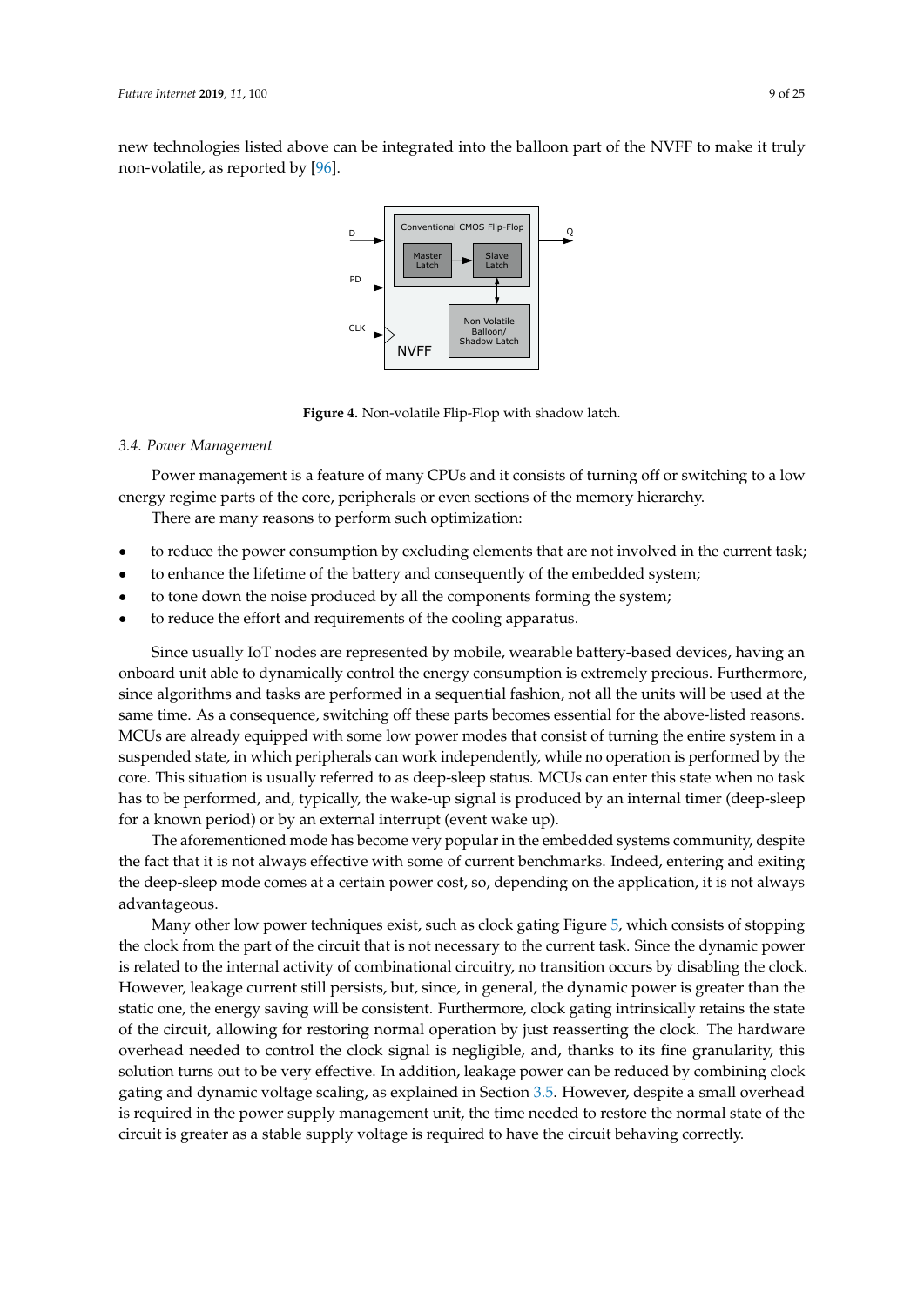new technologies listed above can be integrated into the balloon part of the NVFF to make it truly non-volatile, as reported by [96].

**Figure 4.** Non-volatile Flip-Flop with shadow latch.

### 3.4. Power Management

Power management is a feature of many CPUs and it consists of turning off or switching to a low energy regime parts of the core, peripherals or even sections of the memory hierarchy.

There are many reasons to perform such optimization:

- to reduce the power consumption by excluding elements that are not involved in the current task;
- to enhance the lifetime of the battery and consequently of the embedded system;
- to tone down the noise produced by all the components forming the system;
- to reduce the effort and requirements of the cooling apparatus.

Since usually IoT nodes are represented by mobile, wearable battery-based devices, having an onboard unit able to dynamically control the energy consumption is extremely precious. Furthermore, since algorithms and tasks are performed in a sequential fashion, not all the units will be used at the same time. As a consequence, switching off these parts becomes essential for the above-listed reasons. MCUs are already equipped with some low power modes that consist of turning the entire system in a suspended state, in which peripherals can work independently, while no operation is performed by the core. This situation is usually referred to as deep-sleep status. MCUs can enter this state when no task has to be performed, and, typically, the wake-up signal is produced by an internal timer (deep-sleep for a known period) or by an external interrupt (event wake up).

The aforementioned mode has become very popular in the embedded systems community, despite the fact that it is not always effective with some of current benchmarks. Indeed, entering and exiting the deep-sleep mode comes at a certain power cost, so, depending on the application, it is not always advantageous.

Many other low power techniques exist, such as clock gating Figure 5, which consists of stopping the clock from the part of the circuit that is not necessary to the current task. Since the dynamic power is related to the internal activity of combinational circuitry, no transition occurs by disabling the clock. However, leakage current still persists, but, since, in general, the dynamic power is greater than the static one, the energy saving will be consistent. Furthermore, clock gating intrinsically retains the state of the circuit, allowing for restoring normal operation by just reasserting the clock. The hardware overhead needed to control the clock signal is negligible, and, thanks to its fine granularity, this solution turns out to be very effective. In addition, leakage power can be reduced by combining clock gating and dynamic voltage scaling, as explained in Section 3.5. However, despite a small overhead is required in the power supply management unit, the time needed to restore the normal state of the circuit is greater as a stable supply voltage is required to have the circuit behaving correctly.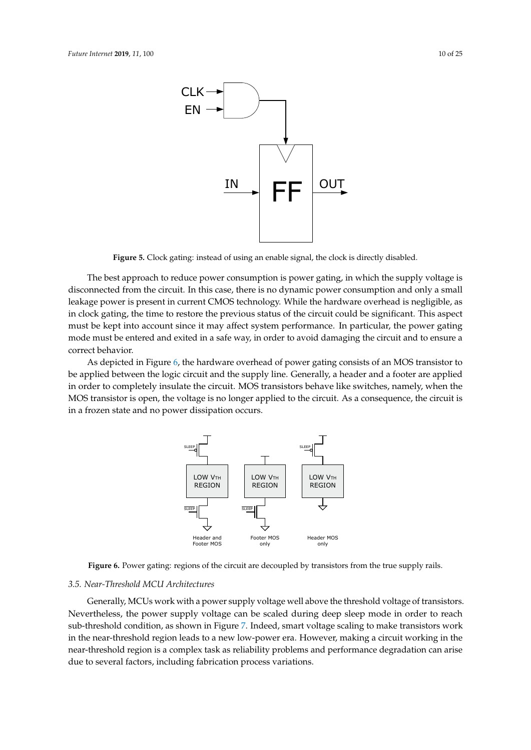**Figure 5.** Clock gating: instead of using an enable signal, the clock is directly disabled.

The best approach to reduce power consumption is power gating, in which the supply voltage is disconnected from the circuit. In this case, there is no dynamic power consumption and only a small leakage power is present in current CMOS technology. While the hardware overhead is negligible, as in clock gating, the time to restore the previous status of the circuit could be significant. This aspect must be kept into account since it may affect system performance. In particular, the power gating mode must be entered and exited in a safe way, in order to avoid damaging the circuit and to ensure a correct behavior.

As depicted in Figure 6, the hardware overhead of power gating consists of an MOS transistor to be applied between the logic circuit and the supply line. Generally, a header and a footer are applied in order to completely insulate the circuit. MOS transistors behave like switches, namely, when the MOS transistor is open, the voltage is no longer applied to the circuit. As a consequence, the circuit is in a frozen state and no power dissipation occurs.

**Figure 6.** Power gating: regions of the circuit are decoupled by transistors from the true supply rails.

### 3.5. Near-Threshold MCU Architectures

Generally, MCUs work with a power supply voltage well above the threshold voltage of transistors. Nevertheless, the power supply voltage can be scaled during deep sleep mode in order to reach sub-threshold condition, as shown in Figure 7. Indeed, smart voltage scaling to make transistors work in the near-threshold region leads to a new low-power era. However, making a circuit working in the near-threshold region is a complex task as reliability problems and performance degradation can arise due to several factors, including fabrication process variations.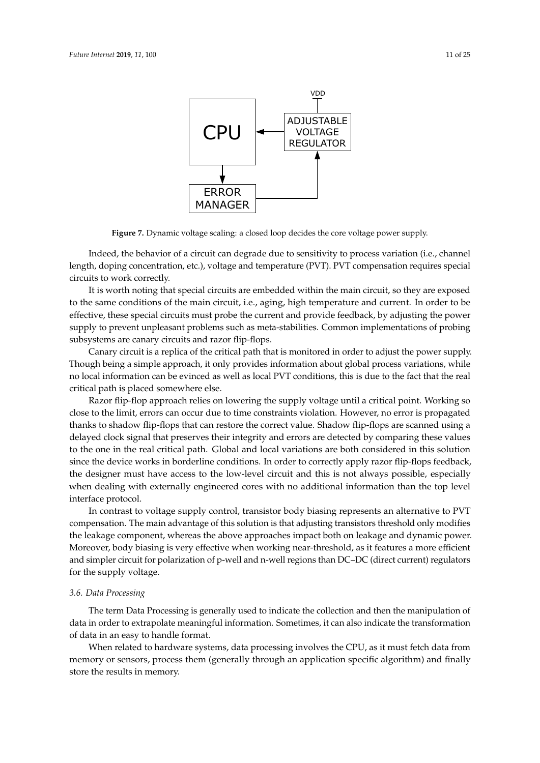Figure 7. Dynamic voltage scaling: a closed loop decides the core voltage power supply.

Indeed, the behavior of a circuit can degrade due to sensitivity to process variation (i.e., channel length, doping concentration, etc.), voltage and temperature (PVT). PVT compensation requires special circuits to work correctly.

It is worth noting that special circuits are embedded within the main circuit, so they are exposed to the same conditions of the main circuit, i.e., aging, high temperature and current. In order to be effective, these special circuits must probe the current and provide feedback, by adjusting the power supply to prevent unpleasant problems such as meta-stabilities. Common implementations of probing subsystems are canary circuits and razor flip-flops.

Canary circuit is a replica of the critical path that is monitored in order to adjust the power supply. Though being a simple approach, it only provides information about global process variations, while no local information can be evinced as well as local PVT conditions, this is due to the fact that the real critical path is placed somewhere else.

Razor flip-flop approach relies on lowering the supply voltage until a critical point. Working so close to the limit, errors can occur due to time constraints violation. However, no error is propagated thanks to shadow flip-flops that can restore the correct value. Shadow flip-flops are scanned using a delayed clock signal that preserves their integrity and errors are detected by comparing these values to the one in the real critical path. Global and local variations are both considered in this solution since the device works in borderline conditions. In order to correctly apply razor flip-flops feedback, the designer must have access to the low-level circuit and this is not always possible, especially when dealing with externally engineered cores with no additional information than the top level interface protocol.

In contrast to voltage supply control, transistor body biasing represents an alternative to PVT compensation. The main advantage of this solution is that adjusting transistors threshold only modifies the leakage component, whereas the above approaches impact both on leakage and dynamic power. Moreover, body biasing is very effective when working near-threshold, as it features a more efficient and simpler circuit for polarization of p-well and n-well regions than DC–DC (direct current) regulators for the supply voltage.

### *3.6. Data Processing*

The term Data Processing is generally used to indicate the collection and then the manipulation of data in order to extrapolate meaningful information. Sometimes, it can also indicate the transformation of data in an easy to handle format.

When related to hardware systems, data processing involves the CPU, as it must fetch data from memory or sensors, process them (generally through an application specific algorithm) and finally store the results in memory.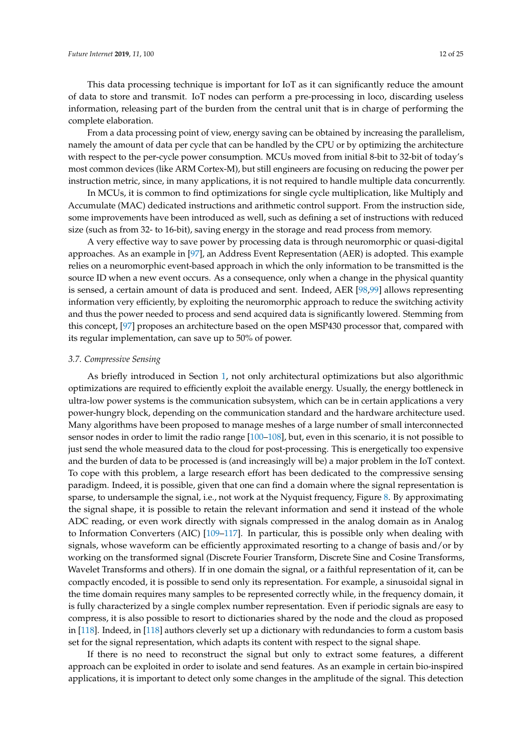This data processing technique is important for IoT as it can significantly reduce the amount of data to store and transmit. IoT nodes can perform a pre-processing in loco, discarding useless information, releasing part of the burden from the central unit that is in charge of performing the complete elaboration.

From a data processing point of view, energy saving can be obtained by increasing the parallelism, namely the amount of data per cycle that can be handled by the CPU or by optimizing the architecture with respect to the per-cycle power consumption. MCUs moved from initial 8-bit to 32-bit of today's most common devices (like ARM Cortex-M), but still engineers are focusing on reducing the power per instruction metric, since, in many applications, it is not required to handle multiple data concurrently.

In MCUs, it is common to find optimizations for single cycle multiplication, like Multiply and Accumulate (MAC) dedicated instructions and arithmetic control support. From the instruction side, some improvements have been introduced as well, such as defining a set of instructions with reduced size (such as from 32- to 16-bit), saving energy in the storage and read process from memory.

A very effective way to save power by processing data is through neuromorphic or quasi-digital approaches. As an example in [97], an Address Event Representation (AER) is adopted. This example relies on a neuromorphic event-based approach in which the only information to be transmitted is the source ID when a new event occurs. As a consequence, only when a change in the physical quantity is sensed, a certain amount of data is produced and sent. Indeed, AER [98,99] allows representing information very efficiently, by exploiting the neuromorphic approach to reduce the switching activity and thus the power needed to process and send acquired data is significantly lowered. Stemming from this concept, [97] proposes an architecture based on the open MSP430 processor that, compared with its regular implementation, can save up to 50% of power.

### *3.7. Compressive Sensing*

As briefly introduced in Section 1, not only architectural optimizations but also algorithmic optimizations are required to efficiently exploit the available energy. Usually, the energy bottleneck in ultra-low power systems is the communication subsystem, which can be in certain applications a very power-hungry block, depending on the communication standard and the hardware architecture used. Many algorithms have been proposed to manage meshes of a large number of small interconnected sensor nodes in order to limit the radio range [100–108], but, even in this scenario, it is not possible to just send the whole measured data to the cloud for post-processing. This is energetically too expensive and the burden of data to be processed is (and increasingly will be) a major problem in the IoT context. To cope with this problem, a large research effort has been dedicated to the compressive sensing paradigm. Indeed, it is possible, given that one can find a domain where the signal representation is sparse, to undersample the signal, i.e., not work at the Nyquist frequency, Figure 8. By approximating the signal shape, it is possible to retain the relevant information and send it instead of the whole ADC reading, or even work directly with signals compressed in the analog domain as in Analog to Information Converters (AIC) [109–117]. In particular, this is possible only when dealing with signals, whose waveform can be efficiently approximated resorting to a change of basis and/or by working on the transformed signal (Discrete Fourier Transform, Discrete Sine and Cosine Transforms, Wavelet Transforms and others). If in one domain the signal, or a faithful representation of it, can be compactly encoded, it is possible to send only its representation. For example, a sinusoidal signal in the time domain requires many samples to be represented correctly while, in the frequency domain, it is fully characterized by a single complex number representation. Even if periodic signals are easy to compress, it is also possible to resort to dictionaries shared by the node and the cloud as proposed in [118]. Indeed, in [118] authors cleverly set up a dictionary with redundancies to form a custom basis set for the signal representation, which adapts its content with respect to the signal shape.

If there is no need to reconstruct the signal but only to extract some features, a different approach can be exploited in order to isolate and send features. As an example in certain bio-inspired applications, it is important to detect only some changes in the amplitude of the signal. This detection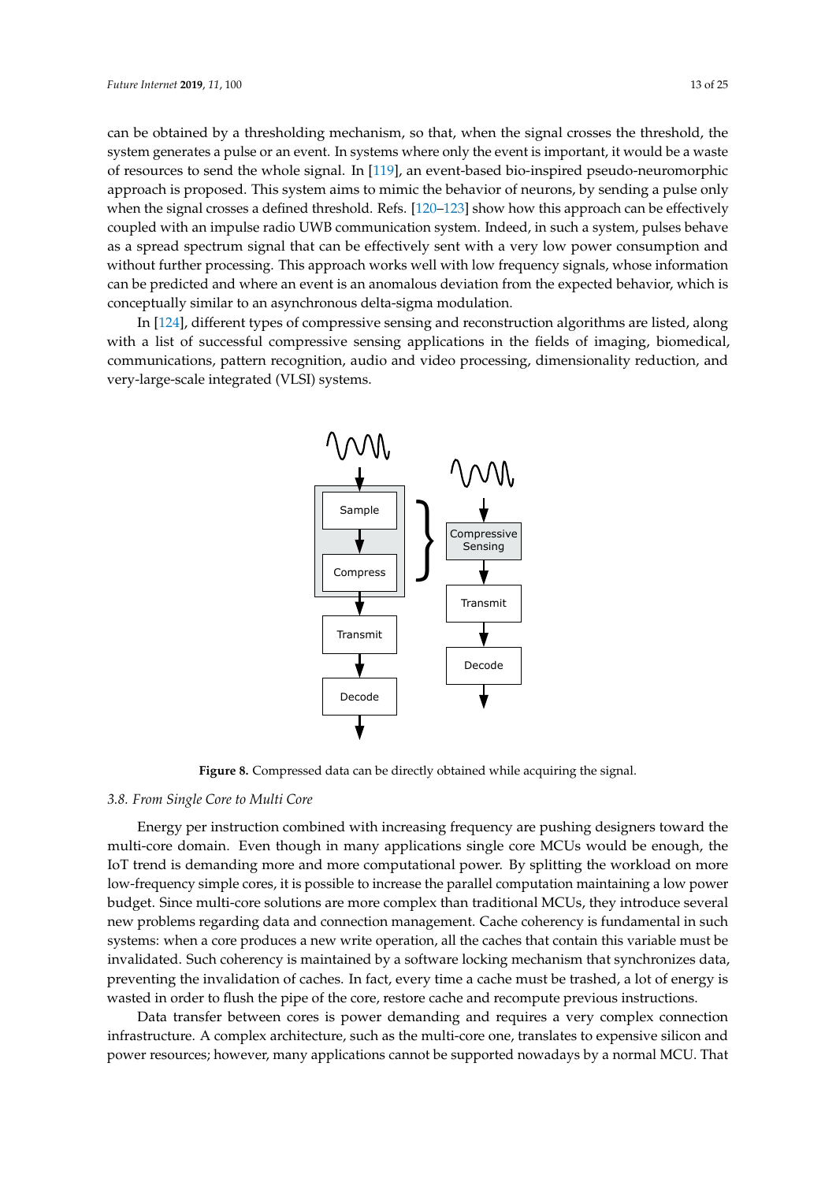can be obtained by a thresholding mechanism, so that, when the signal crosses the threshold, the system generates a pulse or an event. In systems where only the event is important, it would be a waste of resources to send the whole signal. In [119], an event-based bio-inspired pseudo-neuromorphic approach is proposed. This system aims to mimic the behavior of neurons, by sending a pulse only when the signal crosses a defined threshold. Refs. [120–123] show how this approach can be effectively coupled with an impulse radio UWB communication system. Indeed, in such a system, pulses behave as a spread spectrum signal that can be effectively sent with a very low power consumption and without further processing. This approach works well with low frequency signals, whose information can be predicted and where an event is an anomalous deviation from the expected behavior, which is conceptually similar to an asynchronous delta-sigma modulation.

In [124], different types of compressive sensing and reconstruction algorithms are listed, along with a list of successful compressive sensing applications in the fields of imaging, biomedical, communications, pattern recognition, audio and video processing, dimensionality reduction, and very-large-scale integrated (VLSI) systems.

**Figure 8.** Compressed data can be directly obtained while acquiring the signal.

### 3.8. From Single Core to Multi Core

Energy per instruction combined with increasing frequency are pushing designers toward the multi-core domain. Even though in many applications single core MCUs would be enough, the IoT trend is demanding more and more computational power. By splitting the workload on more low-frequency simple cores, it is possible to increase the parallel computation maintaining a low power budget. Since multi-core solutions are more complex than traditional MCUs, they introduce several new problems regarding data and connection management. Cache coherency is fundamental in such systems: when a core produces a new write operation, all the caches that contain this variable must be invalidated. Such coherency is maintained by a software locking mechanism that synchronizes data, preventing the invalidation of caches. In fact, every time a cache must be trashed, a lot of energy is wasted in order to flush the pipe of the core, restore cache and recompute previous instructions.

Data transfer between cores is power demanding and requires a very complex connection infrastructure. A complex architecture, such as the multi-core one, translates to expensive silicon and power resources; however, many applications cannot be supported nowadays by a normal MCU. That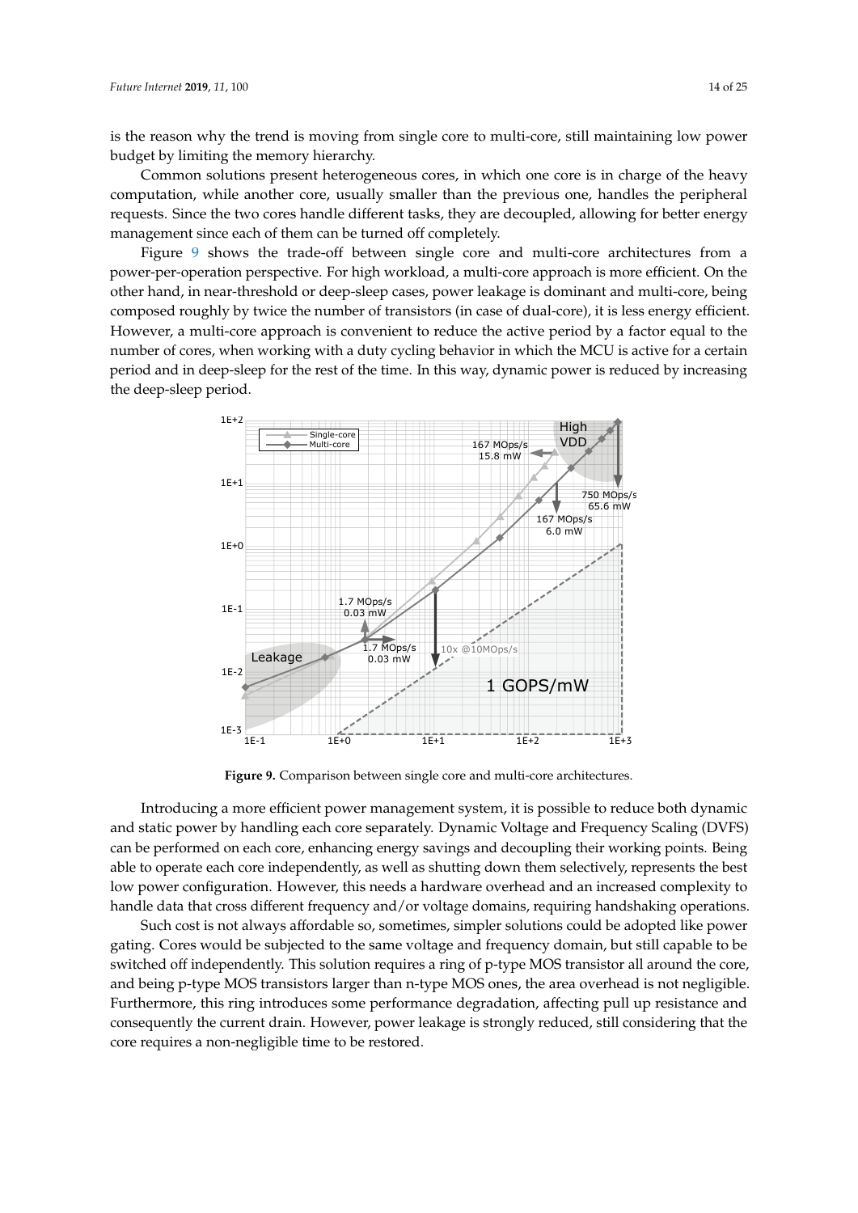is the reason why the trend is moving from single core to multi-core, still maintaining low power budget by limiting the memory hierarchy.

Common solutions present heterogeneous cores, in which one core is in charge of the heavy computation, while another core, usually smaller than the previous one, handles the peripheral requests. Since the two cores handle different tasks, they are decoupled, allowing for better energy management since each of them can be turned off completely.

Figure 9 shows the trade-off between single core and multi-core architectures from a power-per-operation perspective. For high workload, a multi-core approach is more efficient. On the other hand, in near-threshold or deep-sleep cases, power leakage is dominant and multi-core, being composed roughly by twice the number of transistors (in case of dual-core), it is less energy efficient. However, a multi-core approach is convenient to reduce the active period by a factor equal to the number of cores, when working with a duty cycling behavior in which the MCU is active for a certain period and in deep-sleep for the rest of the time. In this way, dynamic power is reduced by increasing the deep-sleep period.

**Figure 9.** Comparison between single core and multi-core architectures.

Introducing a more efficient power management system, it is possible to reduce both dynamic and static power by handling each core separately. Dynamic Voltage and Frequency Scaling (DVFS) can be performed on each core, enhancing energy savings and decoupling their working points. Being able to operate each core independently, as well as shutting down them selectively, represents the best low power configuration. However, this needs a hardware overhead and an increased complexity to handle data that cross different frequency and/or voltage domains, requiring handshaking operations.

Such cost is not always affordable so, sometimes, simpler solutions could be adopted like power gating. Cores would be subjected to the same voltage and frequency domain, but still capable to be switched off independently. This solution requires a ring of p-type MOS transistor all around the core, and being p-type MOS transistors larger than n-type MOS ones, the area overhead is not negligible. Furthermore, this ring introduces some performance degradation, affecting pull up resistance and consequently the current drain. However, power leakage is strongly reduced, still considering that the core requires a non-negligible time to be restored.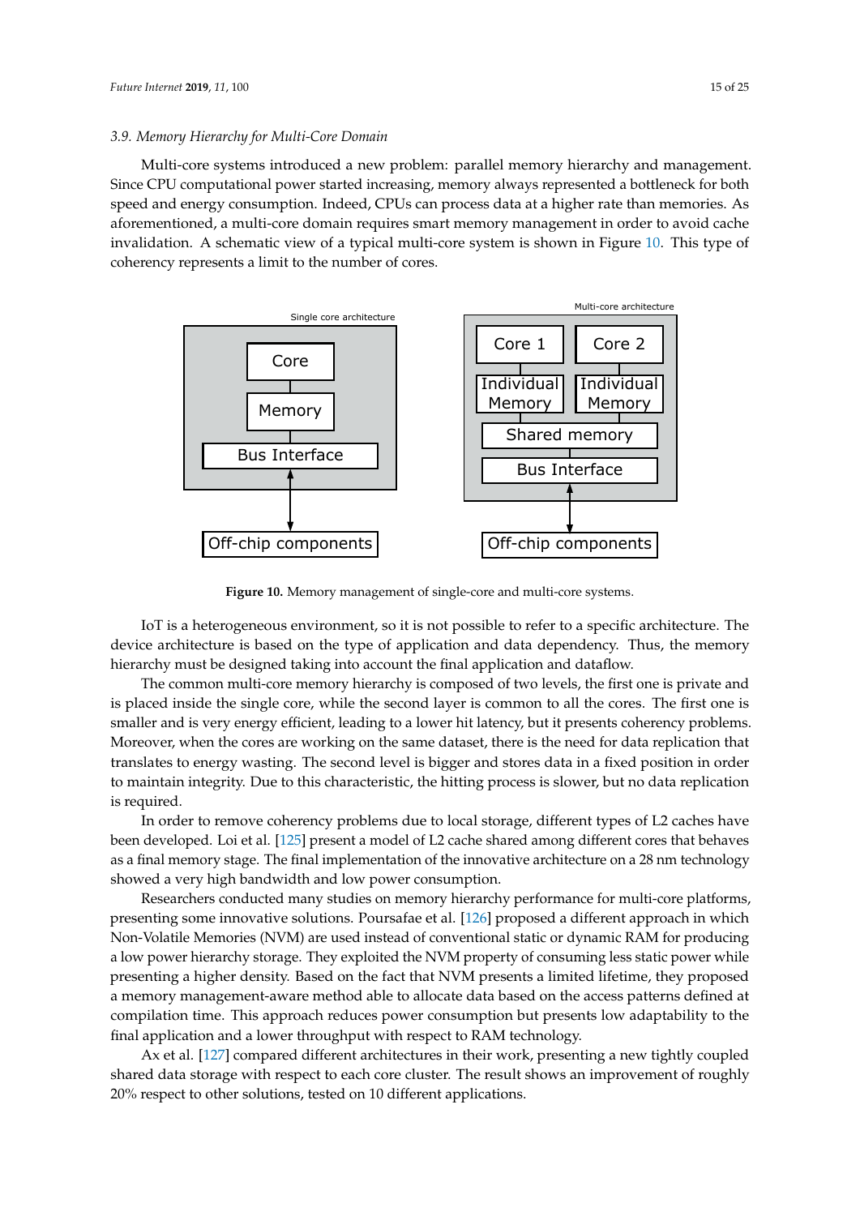### 3.9. Memory Hierarchy for Multi-Core Domain

Multi-core systems introduced a new problem: parallel memory hierarchy and management. Since CPU computational power started increasing, memory always represented a bottleneck for both speed and energy consumption. Indeed, CPUs can process data at a higher rate than memories. As aforementioned, a multi-core domain requires smart memory management in order to avoid cache invalidation. A schematic view of a typical multi-core system is shown in Figure 10. This type of coherency represents a limit to the number of cores.

Single core architecture

Core

Memory

Bus Interface

Off-chip components

Multi-core architecture

Core 1

Core 2

Individual Memory

Individual Memory

Shared memory

Bus Interface

Off-chip components

**Figure 10.** Memory management of single-core and multi-core systems.

IoT is a heterogeneous environment, so it is not possible to refer to a specific architecture. The device architecture is based on the type of application and data dependency. Thus, the memory hierarchy must be designed taking into account the final application and dataflow.

The common multi-core memory hierarchy is composed of two levels, the first one is private and is placed inside the single core, while the second layer is common to all the cores. The first one is smaller and is very energy efficient, leading to a lower hit latency, but it presents coherency problems. Moreover, when the cores are working on the same dataset, there is the need for data replication that translates to energy wasting. The second level is bigger and stores data in a fixed position in order to maintain integrity. Due to this characteristic, the hitting process is slower, but no data replication is required.

In order to remove coherency problems due to local storage, different types of L2 caches have been developed. Loi et al. [125] present a model of L2 cache shared among different cores that behaves as a final memory stage. The final implementation of the innovative architecture on a 28 nm technology showed a very high bandwidth and low power consumption.

Researchers conducted many studies on memory hierarchy performance for multi-core platforms, presenting some innovative solutions. Poursafae et al. [126] proposed a different approach in which Non-Volatile Memories (NVM) are used instead of conventional static or dynamic RAM for producing a low power hierarchy storage. They exploited the NVM property of consuming less static power while presenting a higher density. Based on the fact that NVM presents a limited lifetime, they proposed a memory management-aware method able to allocate data based on the access patterns defined at compilation time. This approach reduces power consumption but presents low adaptability to the final application and a lower throughput with respect to RAM technology.

Ax et al. [127] compared different architectures in their work, presenting a new tightly coupled shared data storage with respect to each core cluster. The result shows an improvement of roughly 20% respect to other solutions, tested on 10 different applications.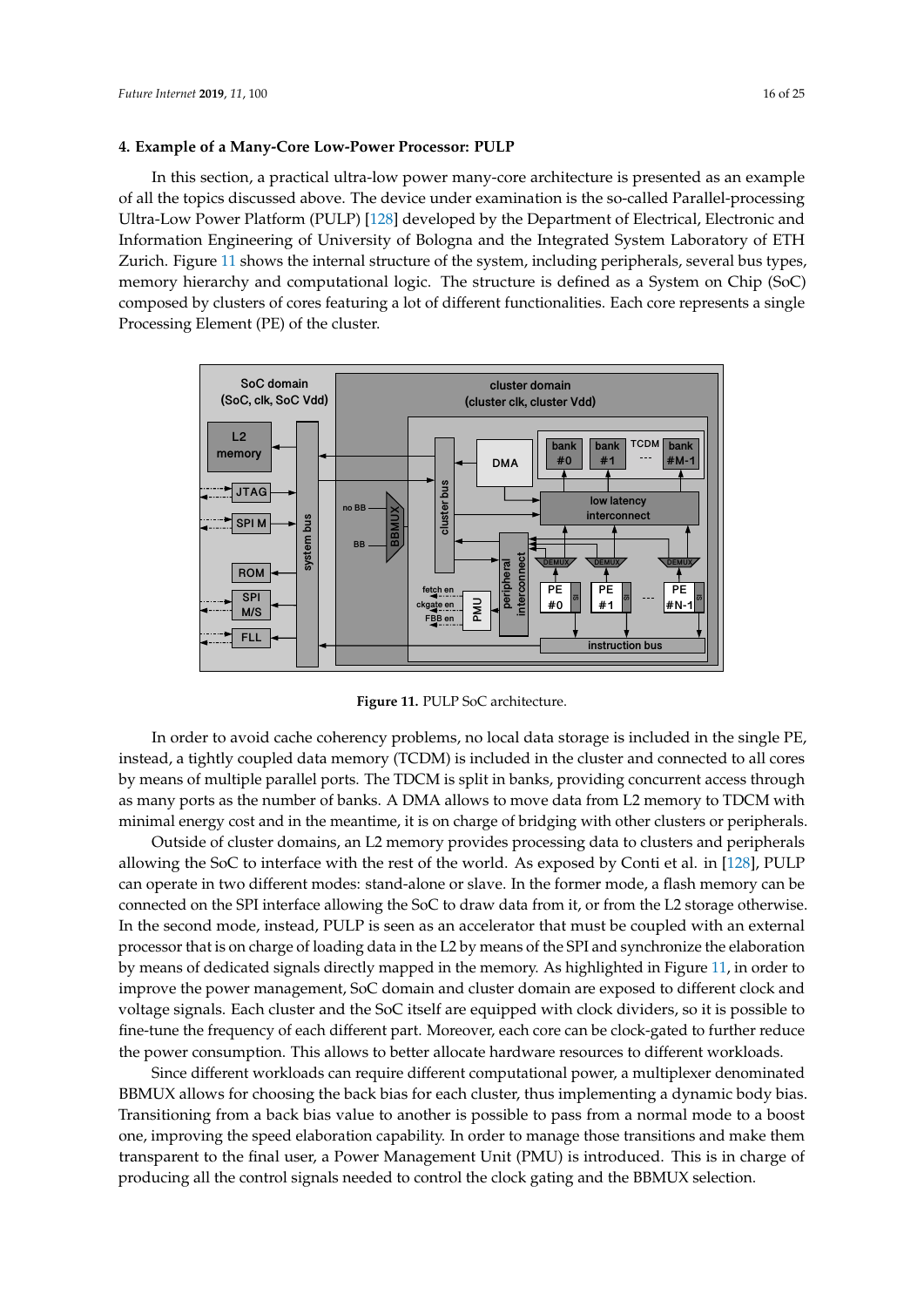## 4. Example of a Many-Core Low-Power Processor: PULP

In this section, a practical ultra-low power many-core architecture is presented as an example of all the topics discussed above. The device under examination is the so-called Parallel-processing Ultra-Low Power Platform (PULP) [128] developed by the Department of Electrical, Electronic and Information Engineering of University of Bologna and the Integrated System Laboratory of ETH Zurich. Figure 11 shows the internal structure of the system, including peripherals, several bus types, memory hierarchy and computational logic. The structure is defined as a System on Chip (SoC) composed by clusters of cores featuring a lot of different functionalities. Each core represents a single Processing Element (PE) of the cluster.

**Figure 11.** PULP SoC architecture.

In order to avoid cache coherency problems, no local data storage is included in the single PE, instead, a tightly coupled data memory (TCDM) is included in the cluster and connected to all cores by means of multiple parallel ports. The TDCM is split in banks, providing concurrent access through as many ports as the number of banks. A DMA allows to move data from L2 memory to TDCM with minimal energy cost and in the meantime, it is on charge of bridging with other clusters or peripherals.

Outside of cluster domains, an L2 memory provides processing data to clusters and peripherals allowing the SoC to interface with the rest of the world. As exposed by Conti et al. in [128], PULP can operate in two different modes: stand-alone or slave. In the former mode, a flash memory can be connected on the SPI interface allowing the SoC to draw data from it, or from the L2 storage otherwise. In the second mode, instead, PULP is seen as an accelerator that must be coupled with an external processor that is on charge of loading data in the L2 by means of the SPI and synchronize the elaboration by means of dedicated signals directly mapped in the memory. As highlighted in Figure 11, in order to improve the power management, SoC domain and cluster domain are exposed to different clock and voltage signals. Each cluster and the SoC itself are equipped with clock dividers, so it is possible to fine-tune the frequency of each different part. Moreover, each core can be clock-gated to further reduce the power consumption. This allows to better allocate hardware resources to different workloads.

Since different workloads can require different computational power, a multiplexer denominated BBMUX allows for choosing the back bias for each cluster, thus implementing a dynamic body bias. Transitioning from a back bias value to another is possible to pass from a normal mode to a boost one, improving the speed elaboration capability. In order to manage those transitions and make them transparent to the final user, a Power Management Unit (PMU) is introduced. This is in charge of producing all the control signals needed to control the clock gating and the BBMUX selection.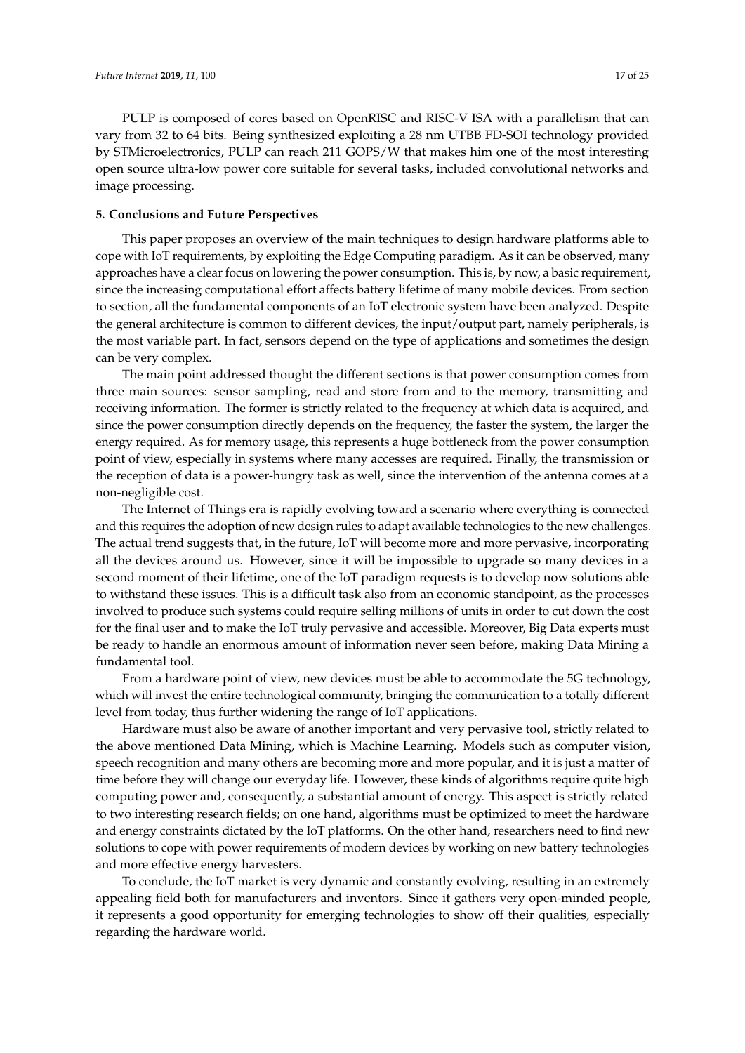PULP is composed of cores based on OpenRISC and RISC-V ISA with a parallelism that can vary from 32 to 64 bits. Being synthesized exploiting a 28 nm UTBB FD-SOI technology provided by STMicroelectronics, PULP can reach 211 GOPS/W that makes him one of the most interesting open source ultra-low power core suitable for several tasks, included convolutional networks and image processing.

## 5. Conclusions and Future Perspectives

This paper proposes an overview of the main techniques to design hardware platforms able to cope with IoT requirements, by exploiting the Edge Computing paradigm. As it can be observed, many approaches have a clear focus on lowering the power consumption. This is, by now, a basic requirement, since the increasing computational effort affects battery lifetime of many mobile devices. From section to section, all the fundamental components of an IoT electronic system have been analyzed. Despite the general architecture is common to different devices, the input/output part, namely peripherals, is the most variable part. In fact, sensors depend on the type of applications and sometimes the design can be very complex.

The main point addressed thought the different sections is that power consumption comes from three main sources: sensor sampling, read and store from and to the memory, transmitting and receiving information. The former is strictly related to the frequency at which data is acquired, and since the power consumption directly depends on the frequency, the faster the system, the larger the energy required. As for memory usage, this represents a huge bottleneck from the power consumption point of view, especially in systems where many accesses are required. Finally, the transmission or the reception of data is a power-hungry task as well, since the intervention of the antenna comes at a non-negligible cost.

The Internet of Things era is rapidly evolving toward a scenario where everything is connected and this requires the adoption of new design rules to adapt available technologies to the new challenges. The actual trend suggests that, in the future, IoT will become more and more pervasive, incorporating all the devices around us. However, since it will be impossible to upgrade so many devices in a second moment of their lifetime, one of the IoT paradigm requests is to develop now solutions able to withstand these issues. This is a difficult task also from an economic standpoint, as the processes involved to produce such systems could require selling millions of units in order to cut down the cost for the final user and to make the IoT truly pervasive and accessible. Moreover, Big Data experts must be ready to handle an enormous amount of information never seen before, making Data Mining a fundamental tool.

From a hardware point of view, new devices must be able to accommodate the 5G technology, which will invest the entire technological community, bringing the communication to a totally different level from today, thus further widening the range of IoT applications.

Hardware must also be aware of another important and very pervasive tool, strictly related to the above mentioned Data Mining, which is Machine Learning. Models such as computer vision, speech recognition and many others are becoming more and more popular, and it is just a matter of time before they will change our everyday life. However, these kinds of algorithms require quite high computing power and, consequently, a substantial amount of energy. This aspect is strictly related to two interesting research fields; on one hand, algorithms must be optimized to meet the hardware and energy constraints dictated by the IoT platforms. On the other hand, researchers need to find new solutions to cope with power requirements of modern devices by working on new battery technologies and more effective energy harvesters.

To conclude, the IoT market is very dynamic and constantly evolving, resulting in an extremely appealing field both for manufacturers and inventors. Since it gathers very open-minded people, it represents a good opportunity for emerging technologies to show off their qualities, especially regarding the hardware world.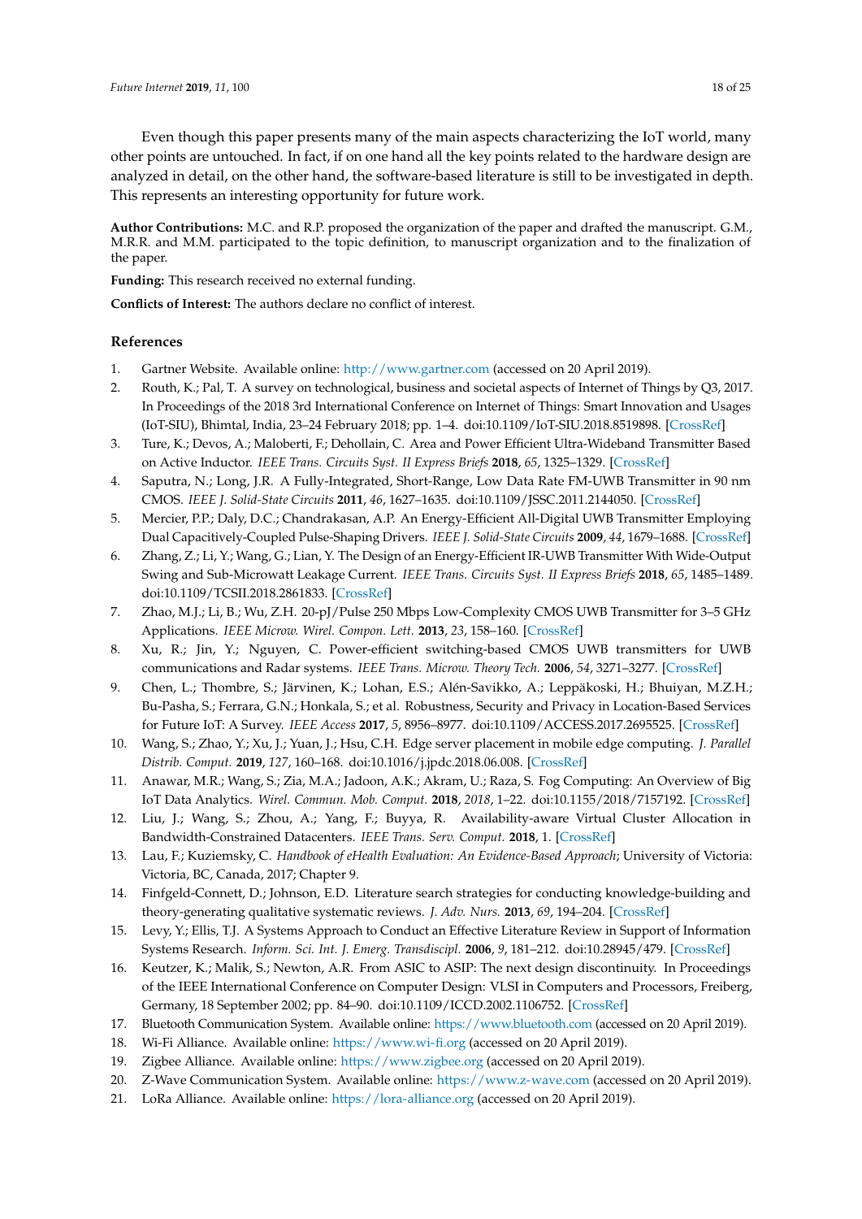Even though this paper presents many of the main aspects characterizing the IoT world, many other points are untouched. In fact, if on one hand all the key points related to the hardware design are analyzed in detail, on the other hand, the software-based literature is still to be investigated in depth. This represents an interesting opportunity for future work.

**Author Contributions:** M.C. and R.P. proposed the organization of the paper and drafted the manuscript. G.M., M.R.R. and M.M. participated to the topic definition, to manuscript organization and to the finalization of the paper.

**Funding:** This research received no external funding.

**Conflicts of Interest:** The authors declare no conflict of interest.

## References

1. Gartner Website. Available online: http://www.gartner.com (accessed on 20 April 2019).
2. Routh, K.; Pal, T. A survey on technological, business and societal aspects of Internet of Things by Q3, 2017. In Proceedings of the 2018 3rd International Conference on Internet of Things: Smart Innovation and Usages (IoT-SIU), Bhimtal, India, 23–24 February 2018; pp. 1–4. doi:10.1109/IoT-SIU.2018.8519898. [CrossRef]
3. Ture, K.; Devos, A.; Maloberti, F.; Dehollain, C. Area and Power Efficient Ultra-Wideband Transmitter Based on Active Inductor. *IEEE Trans. Circuits Syst. II Express Briefs* **2018**, *65*, 1325–1329. [CrossRef]
4. Saputra, N.; Long, J.R. A Fully-Integrated, Short-Range, Low Data Rate FM-UWB Transmitter in 90 nm CMOS. *IEEE J. Solid-State Circuits* **2011**, *46*, 1627–1635. doi:10.1109/JSSC.2011.2144050. [CrossRef]
5. Mercier, P.P.; Daly, D.C.; Chandrakasan, A.P. An Energy-Efficient All-Digital UWB Transmitter Employing Dual Capacitively-Coupled Pulse-Shaping Drivers. *IEEE J. Solid-State Circuits* **2009**, *44*, 1679–1688. [CrossRef]
6. Zhang, Z.; Li, Y.; Wang, G.; Lian, Y. The Design of an Energy-Efficient IR-UWB Transmitter With Wide-Output Swing and Sub-Microwatt Leakage Current. *IEEE Trans. Circuits Syst. II Express Briefs* **2018**, *65*, 1485–1489. doi:10.1109/TCSII.2018.2861833. [CrossRef]
7. Zhao, M.J.; Li, B.; Wu, Z.H. 20-pJ/Pulse 250 Mbps Low-Complexity CMOS UWB Transmitter for 3–5 GHz Applications. *IEEE Microw. Wirel. Compon. Lett.* **2013**, *23*, 158–160. [CrossRef]
8. Xu, R.; Jin, Y.; Nguyen, C. Power-efficient switching-based CMOS UWB transmitters for UWB communications and Radar systems. *IEEE Trans. Microw. Theory Tech.* **2006**, *54*, 3271–3277. [CrossRef]
9. Chen, L.; Thombre, S.; Järvinen, K.; Lohan, E.S.; Alén-Savikko, A.; Leppäkoski, H.; Bhuiyan, M.Z.H.; Bu-Pasha, S.; Ferrara, G.N.; Honkala, S.; et al. Robustness, Security and Privacy in Location-Based Services for Future IoT: A Survey. *IEEE Access* **2017**, *5*, 8956–8977. doi:10.1109/ACCESS.2017.2695525. [CrossRef]
10. Wang, S.; Zhao, Y.; Xu, J.; Yuan, J.; Hsu, C.H. Edge server placement in mobile edge computing. *J. Parallel Distrib. Comput.* **2019**, *127*, 160–168. doi:10.1016/j.jpdc.2018.06.008. [CrossRef]
11. Anawar, M.R.; Wang, S.; Zia, M.A.; Jadoon, A.K.; Akram, U.; Raza, S. Fog Computing: An Overview of Big IoT Data Analytics. *Wirel. Commun. Mob. Comput.* **2018**, *2018*, 1–22. doi:10.1155/2018/7157192. [CrossRef]
12. Liu, J.; Wang, S.; Zhou, A.; Yang, F.; Buyya, R. Availability-aware Virtual Cluster Allocation in Bandwidth-Constrained Datacenters. *IEEE Trans. Serv. Comput.* **2018**, 1. [CrossRef]
13. Lau, F.; Kuziemsky, C. *Handbook of eHealth Evaluation: An Evidence-Based Approach*; University of Victoria: Victoria, BC, Canada, 2017; Chapter 9.
14. Finfgeld-Connett, D.; Johnson, E.D. Literature search strategies for conducting knowledge-building and theory-generating qualitative systematic reviews. *J. Adv. Nurs.* **2013**, *69*, 194–204. [CrossRef]
15. Levy, Y.; Ellis, T.J. A Systems Approach to Conduct an Effective Literature Review in Support of Information Systems Research. *Inform. Sci. Int. J. Emerg. Transdiscipl.* **2006**, *9*, 181–212. doi:10.28945/479. [CrossRef]
16. Keutzer, K.; Malik, S.; Newton, A.R. From ASIC to ASIP: The next design discontinuity. In Proceedings of the IEEE International Conference on Computer Design: VLSI in Computers and Processors, Freiberg, Germany, 18 September 2002; pp. 84–90. doi:10.1109/ICCD.2002.1106752. [CrossRef]
17. Bluetooth Communication System. Available online: https://www.bluetooth.com (accessed on 20 April 2019).
18. Wi-Fi Alliance. Available online: https://www.wi-fi.org (accessed on 20 April 2019).
19. Zigbee Alliance. Available online: https://www.zigbee.org (accessed on 20 April 2019).
20. Z-Wave Communication System. Available online: https://www.z-wave.com (accessed on 20 April 2019).
21. LoRa Alliance. Available online: https://lora-alliance.org (accessed on 20 April 2019).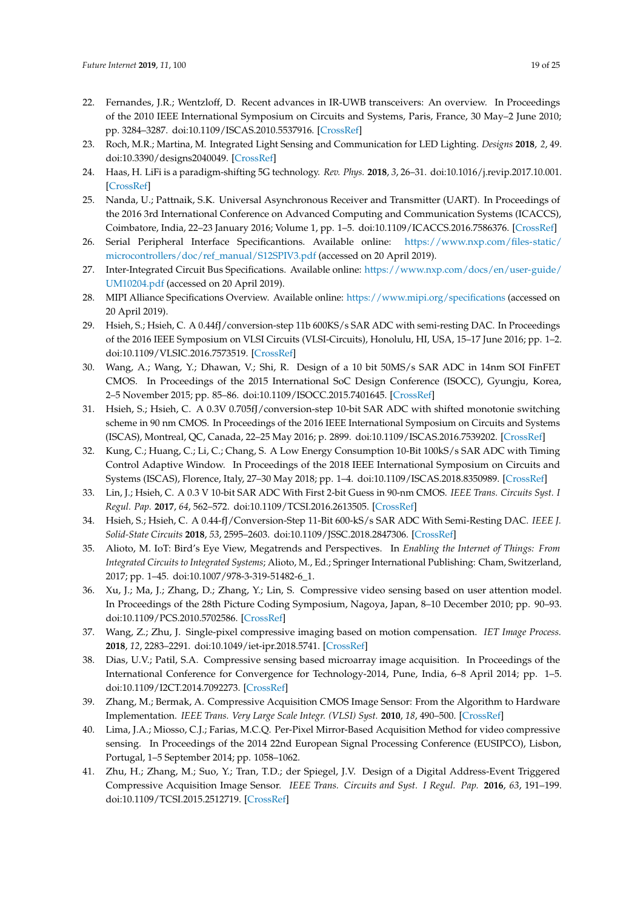22. Fernandes, J.R.; Wentzloff, D. Recent advances in IR-UWB transceivers: An overview. In Proceedings of the 2010 IEEE International Symposium on Circuits and Systems, Paris, France, 30 May–2 June 2010; pp. 3284–3287. doi:10.1109/ISCAS.2010.5537916. [CrossRef]
23. Roch, M.R.; Martina, M. Integrated Light Sensing and Communication for LED Lighting. *Designs* **2018**, *2*, 49. doi:10.3390/designs2040049. [CrossRef]
24. Haas, H. LiFi is a paradigm-shifting 5G technology. *Rev. Phys.* **2018**, *3*, 26–31. doi:10.1016/j.revip.2017.10.001. [CrossRef]
25. Nanda, U.; Pattnaik, S.K. Universal Asynchronous Receiver and Transmitter (UART). In Proceedings of the 2016 3rd International Conference on Advanced Computing and Communication Systems (ICACCS), Coimbatore, India, 22–23 January 2016; Volume 1, pp. 1–5. doi:10.1109/ICACCS.2016.7586376. [CrossRef]
26. Serial Peripheral Interface Specifications. Available online: https://www.nxp.com/files-static/microcontrollers/doc/ref_manual/S12SPIV3.pdf (accessed on 20 April 2019).
27. Inter-Integrated Circuit Bus Specifications. Available online: https://www.nxp.com/docs/en/user-guide/UM10204.pdf (accessed on 20 April 2019).
28. MIPI Alliance Specifications Overview. Available online: https://www.mipi.org/specifications (accessed on 20 April 2019).
29. Hsieh, S.; Hsieh, C. A 0.44fJ/conversion-step 11b 600KS/s SAR ADC with semi-resting DAC. In Proceedings of the 2016 IEEE Symposium on VLSI Circuits (VLSI-Circuits), Honolulu, HI, USA, 15–17 June 2016; pp. 1–2. doi:10.1109/VLSIC.2016.7573519. [CrossRef]
30. Wang, A.; Wang, Y.; Dhawan, V.; Shi, R. Design of a 10 bit 50MS/s SAR ADC in 14nm SOI FinFET CMOS. In Proceedings of the 2015 International SoC Design Conference (ISOCC), Gyungju, Korea, 2–5 November 2015; pp. 85–86. doi:10.1109/ISOCC.2015.7401645. [CrossRef]
31. Hsieh, S.; Hsieh, C. A 0.3V 0.705fJ/conversion-step 10-bit SAR ADC with shifted monotonie switching scheme in 90 nm CMOS. In Proceedings of the 2016 IEEE International Symposium on Circuits and Systems (ISCAS), Montreal, QC, Canada, 22–25 May 2016; p. 2899. doi:10.1109/ISCAS.2016.7539202. [CrossRef]
32. Kung, C.; Huang, C.; Li, C.; Chang, S. A Low Energy Consumption 10-Bit 100kS/s SAR ADC with Timing Control Adaptive Window. In Proceedings of the 2018 IEEE International Symposium on Circuits and Systems (ISCAS), Florence, Italy, 27–30 May 2018; pp. 1–4. doi:10.1109/ISCAS.2018.8350989. [CrossRef]
33. Lin, J.; Hsieh, C. A 0.3 V 10-bit SAR ADC With First 2-bit Guess in 90-nm CMOS. *IEEE Trans. Circuits Syst. I Regul. Pap.* **2017**, *64*, 562–572. doi:10.1109/TCSI.2016.2613505. [CrossRef]
34. Hsieh, S.; Hsieh, C. A 0.44-fJ/Conversion-Step 11-Bit 600-kS/s SAR ADC With Semi-Resting DAC. *IEEE J. Solid-State Circuits* **2018**, *53*, 2595–2603. doi:10.1109/JSSC.2018.2847306. [CrossRef]
35. Alioto, M. IoT: Bird's Eye View, Megatrends and Perspectives. In *Enabling the Internet of Things: From Integrated Circuits to Integrated Systems*; Alioto, M., Ed.; Springer International Publishing: Cham, Switzerland, 2017; pp. 1–45. doi:10.1007/978-3-319-51482-6_1.
36. Xu, J.; Ma, J.; Zhang, D.; Zhang, Y.; Lin, S. Compressive video sensing based on user attention model. In Proceedings of the 28th Picture Coding Symposium, Nagoya, Japan, 8–10 December 2010; pp. 90–93. doi:10.1109/PCS.2010.5702586. [CrossRef]
37. Wang, Z.; Zhu, J. Single-pixel compressive imaging based on motion compensation. *IET Image Process.* **2018**, *12*, 2283–2291. doi:10.1049/iet-ipr.2018.5741. [CrossRef]
38. Dias, U.V.; Patil, S.A. Compressive sensing based microarray image acquisition. In Proceedings of the International Conference for Convergence for Technology-2014, Pune, India, 6–8 April 2014; pp. 1–5. doi:10.1109/I2CT.2014.7092273. [CrossRef]
39. Zhang, M.; Bermak, A. Compressive Acquisition CMOS Image Sensor: From the Algorithm to Hardware Implementation. *IEEE Trans. Very Large Scale Integr. (VLSI) Syst.* **2010**, *18*, 490–500. [CrossRef]
40. Lima, J.A.; Miosso, C.J.; Farias, M.C.Q. Per-Pixel Mirror-Based Acquisition Method for video compressive sensing. In Proceedings of the 2014 22nd European Signal Processing Conference (EUSIPCO), Lisbon, Portugal, 1–5 September 2014; pp. 1058–1062.
41. Zhu, H.; Zhang, M.; Suo, Y.; Tran, T.D.; der Spiegel, J.V. Design of a Digital Address-Event Triggered Compressive Acquisition Image Sensor. *IEEE Trans. Circuits and Syst. I Regul. Pap.* **2016**, *63*, 191–199. doi:10.1109/TCSI.2015.2512719. [CrossRef]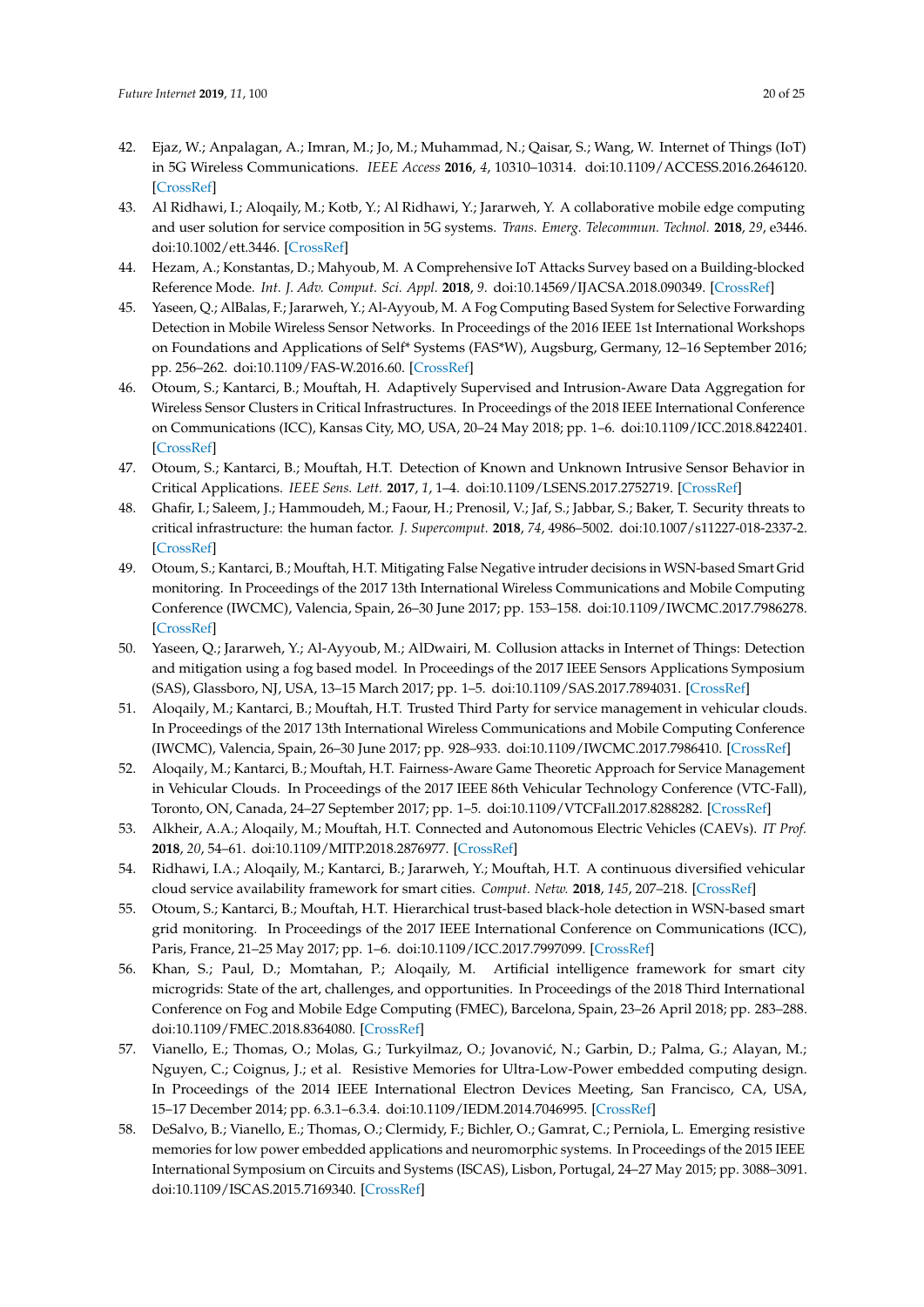42. Ejaz, W.; Anpalagan, A.; Imran, M.; Jo, M.; Muhammad, N.; Qaisar, S.; Wang, W. Internet of Things (IoT) in 5G Wireless Communications. *IEEE Access* **2016**, *4*, 10310–10314. doi:10.1109/ACCESS.2016.2646120. [CrossRef]
43. Al Ridhawi, I.; Aloqaily, M.; Kotb, Y.; Al Ridhawi, Y.; Jararweh, Y. A collaborative mobile edge computing and user solution for service composition in 5G systems. *Trans. Emerg. Telecommun. Technol.* **2018**, *29*, e3446. doi:10.1002/ett.3446. [CrossRef]
44. Hezam, A.; Konstantas, D.; Mahyoub, M. A Comprehensive IoT Attacks Survey based on a Building-blocked Reference Mode. *Int. J. Adv. Comput. Sci. Appl.* **2018**, *9*. doi:10.14569/IJACSA.2018.090349. [CrossRef]
45. Yaseen, Q.; AlBalas, F.; Jararweh, Y.; Al-Ayyoub, M. A Fog Computing Based System for Selective Forwarding Detection in Mobile Wireless Sensor Networks. In Proceedings of the 2016 IEEE 1st International Workshops on Foundations and Applications of Self* Systems (FAS*W), Augsburg, Germany, 12–16 September 2016; pp. 256–262. doi:10.1109/FAS-W.2016.60. [CrossRef]
46. Otoum, S.; Kantarci, B.; Mouftah, H. Adaptively Supervised and Intrusion-Aware Data Aggregation for Wireless Sensor Clusters in Critical Infrastructures. In Proceedings of the 2018 IEEE International Conference on Communications (ICC), Kansas City, MO, USA, 20–24 May 2018; pp. 1–6. doi:10.1109/ICC.2018.8422401. [CrossRef]
47. Otoum, S.; Kantarci, B.; Mouftah, H.T. Detection of Known and Unknown Intrusive Sensor Behavior in Critical Applications. *IEEE Sens. Lett.* **2017**, *1*, 1–4. doi:10.1109/LSENS.2017.2752719. [CrossRef]
48. Ghafir, I.; Saleem, J.; Hammoudeh, M.; Faour, H.; Prenosil, V.; Jaf, S.; Jabbar, S.; Baker, T. Security threats to critical infrastructure: the human factor. *J. Supercomput.* **2018**, *74*, 4986–5002. doi:10.1007/s11227-018-2337-2. [CrossRef]
49. Otoum, S.; Kantarci, B.; Mouftah, H.T. Mitigating False Negative intruder decisions in WSN-based Smart Grid monitoring. In Proceedings of the 2017 13th International Wireless Communications and Mobile Computing Conference (IWCMC), Valencia, Spain, 26–30 June 2017; pp. 153–158. doi:10.1109/IWCMC.2017.7986278. [CrossRef]
50. Yaseen, Q.; Jararweh, Y.; Al-Ayyoub, M.; AlDwairi, M. Collusion attacks in Internet of Things: Detection and mitigation using a fog based model. In Proceedings of the 2017 IEEE Sensors Applications Symposium (SAS), Glassboro, NJ, USA, 13–15 March 2017; pp. 1–5. doi:10.1109/SAS.2017.7894031. [CrossRef]
51. Aloqaily, M.; Kantarci, B.; Mouftah, H.T. Trusted Third Party for service management in vehicular clouds. In Proceedings of the 2017 13th International Wireless Communications and Mobile Computing Conference (IWCMC), Valencia, Spain, 26–30 June 2017; pp. 928–933. doi:10.1109/IWCMC.2017.7986410. [CrossRef]
52. Aloqaily, M.; Kantarci, B.; Mouftah, H.T. Fairness-Aware Game Theoretic Approach for Service Management in Vehicular Clouds. In Proceedings of the 2017 IEEE 86th Vehicular Technology Conference (VTC-Fall), Toronto, ON, Canada, 24–27 September 2017; pp. 1–5. doi:10.1109/VTCFall.2017.8288282. [CrossRef]
53. Alkheir, A.A.; Aloqaily, M.; Mouftah, H.T. Connected and Autonomous Electric Vehicles (CAEVs). *IT Prof.* **2018**, *20*, 54–61. doi:10.1109/MITP.2018.2876977. [CrossRef]
54. Ridhawi, I.A.; Aloqaily, M.; Kantarci, B.; Jararweh, Y.; Mouftah, H.T. A continuous diversified vehicular cloud service availability framework for smart cities. *Comput. Netw.* **2018**, *145*, 207–218. [CrossRef]
55. Otoum, S.; Kantarci, B.; Mouftah, H.T. Hierarchical trust-based black-hole detection in WSN-based smart grid monitoring. In Proceedings of the 2017 IEEE International Conference on Communications (ICC), Paris, France, 21–25 May 2017; pp. 1–6. doi:10.1109/ICC.2017.7997099. [CrossRef]
56. Khan, S.; Paul, D.; Momtahan, P.; Aloqaily, M. Artificial intelligence framework for smart city microgrids: State of the art, challenges, and opportunities. In Proceedings of the 2018 Third International Conference on Fog and Mobile Edge Computing (FMEC), Barcelona, Spain, 23–26 April 2018; pp. 283–288. doi:10.1109/FMEC.2018.8364080. [CrossRef]
57. Vianello, E.; Thomas, O.; Molas, G.; Turkyilmaz, O.; Jovanović, N.; Garbin, D.; Palma, G.; Alayan, M.; Nguyen, C.; Coignus, J.; et al. Resistive Memories for Ultra-Low-Power embedded computing design. In Proceedings of the 2014 IEEE International Electron Devices Meeting, San Francisco, CA, USA, 15–17 December 2014; pp. 6.3.1–6.3.4. doi:10.1109/IEDM.2014.7046995. [CrossRef]
58. DeSalvo, B.; Vianello, E.; Thomas, O.; Clermidy, F.; Bichler, O.; Gamrat, C.; Perniola, L. Emerging resistive memories for low power embedded applications and neuromorphic systems. In Proceedings of the 2015 IEEE International Symposium on Circuits and Systems (ISCAS), Lisbon, Portugal, 24–27 May 2015; pp. 3088–3091. doi:10.1109/ISCAS.2015.7169340. [CrossRef]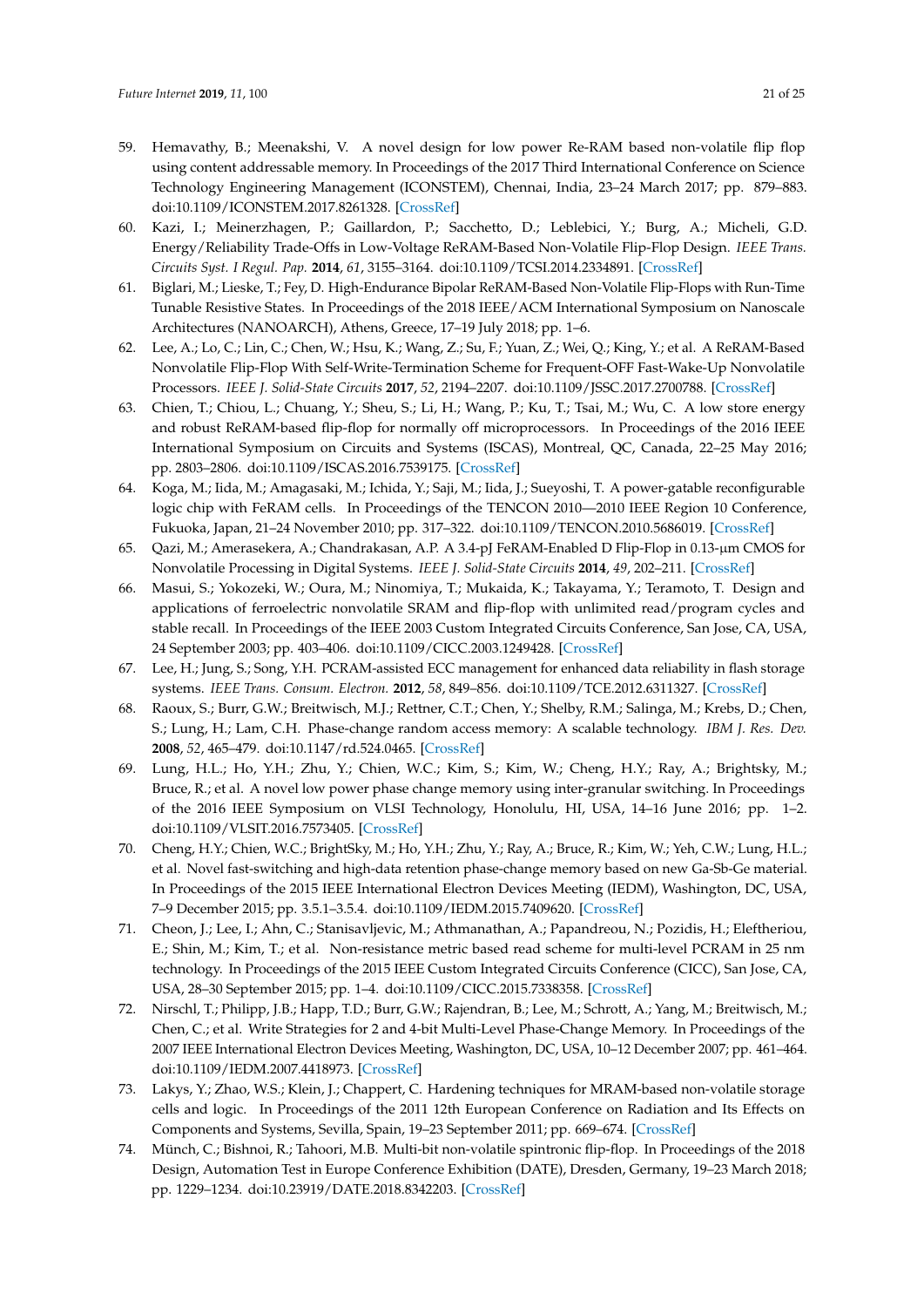59. Hemavathy, B.; Meenakshi, V. A novel design for low power Re-RAM based non-volatile flip flop using content addressable memory. In Proceedings of the 2017 Third International Conference on Science Technology Engineering Management (ICONSTEM), Chennai, India, 23–24 March 2017; pp. 879–883. doi:10.1109/ICONSTEM.2017.8261328. [CrossRef]
60. Kazi, I.; Meinerzhagen, P.; Gaillardon, P.; Sacchetto, D.; Leblebici, Y.; Burg, A.; Micheli, G.D. Energy/Reliability Trade-Offs in Low-Voltage ReRAM-Based Non-Volatile Flip-Flop Design. *IEEE Trans. Circuits Syst. I Regul. Pap.* **2014**, *61*, 3155–3164. doi:10.1109/TCSI.2014.2334891. [CrossRef]
61. Biglari, M.; Lieske, T.; Fey, D. High-Endurance Bipolar ReRAM-Based Non-Volatile Flip-Flops with Run-Time Tunable Resistive States. In Proceedings of the 2018 IEEE/ACM International Symposium on Nanoscale Architectures (NANOARCH), Athens, Greece, 17–19 July 2018; pp. 1–6.
62. Lee, A.; Lo, C.; Lin, C.; Chen, W.; Hsu, K.; Wang, Z.; Su, F.; Yuan, Z.; Wei, Q.; King, Y.; et al. A ReRAM-Based Nonvolatile Flip-Flop With Self-Write-Termination Scheme for Frequent-OFF Fast-Wake-Up Nonvolatile Processors. *IEEE J. Solid-State Circuits* **2017**, *52*, 2194–2207. doi:10.1109/JSSC.2017.2700788. [CrossRef]
63. Chien, T.; Chiou, L.; Chuang, Y.; Sheu, S.; Li, H.; Wang, P.; Ku, T.; Tsai, M.; Wu, C. A low store energy and robust ReRAM-based flip-flop for normally off microprocessors. In Proceedings of the 2016 IEEE International Symposium on Circuits and Systems (ISCAS), Montreal, QC, Canada, 22–25 May 2016; pp. 2803–2806. doi:10.1109/ISCAS.2016.7539175. [CrossRef]
64. Koga, M.; Iida, M.; Amagasaki, M.; Ichida, Y.; Saji, M.; Iida, J.; Sueyoshi, T. A power-gatable reconfigurable logic chip with FeRAM cells. In Proceedings of the TENCON 2010—2010 IEEE Region 10 Conference, Fukuoka, Japan, 21–24 November 2010; pp. 317–322. doi:10.1109/TENCON.2010.5686019. [CrossRef]
65. Qazi, M.; Amerasekera, A.; Chandrakasan, A.P. A 3.4-pJ FeRAM-Enabled D Flip-Flop in 0.13-μm CMOS for Nonvolatile Processing in Digital Systems. *IEEE J. Solid-State Circuits* **2014**, *49*, 202–211. [CrossRef]
66. Masui, S.; Yokozeki, W.; Oura, M.; Ninomiya, T.; Mukaida, K.; Takayama, Y.; Teramoto, T. Design and applications of ferroelectric nonvolatile SRAM and flip-flop with unlimited read/program cycles and stable recall. In Proceedings of the IEEE 2003 Custom Integrated Circuits Conference, San Jose, CA, USA, 24 September 2003; pp. 403–406. doi:10.1109/CICC.2003.1249428. [CrossRef]
67. Lee, H.; Jung, S.; Song, Y.H. PCRAM-assisted ECC management for enhanced data reliability in flash storage systems. *IEEE Trans. Consum. Electron.* **2012**, *58*, 849–856. doi:10.1109/TCE.2012.6311327. [CrossRef]
68. Raoux, S.; Burr, G.W.; Breitwisch, M.J.; Rettner, C.T.; Chen, Y.; Shelby, R.M.; Salinga, M.; Krebs, D.; Chen, S.; Lung, H.; Lam, C.H. Phase-change random access memory: A scalable technology. *IBM J. Res. Dev.* **2008**, *52*, 465–479. doi:10.1147/rd.524.0465. [CrossRef]
69. Lung, H.L.; Ho, Y.H.; Zhu, Y.; Chien, W.C.; Kim, S.; Kim, W.; Cheng, H.Y.; Ray, A.; Brightsky, M.; Bruce, R.; et al. A novel low power phase change memory using inter-granular switching. In Proceedings of the 2016 IEEE Symposium on VLSI Technology, Honolulu, HI, USA, 14–16 June 2016; pp. 1–2. doi:10.1109/VLSIT.2016.7573405. [CrossRef]
70. Cheng, H.Y.; Chien, W.C.; BrightSky, M.; Ho, Y.H.; Zhu, Y.; Ray, A.; Bruce, R.; Kim, W.; Yeh, C.W.; Lung, H.L.; et al. Novel fast-switching and high-data retention phase-change memory based on new Ga-Sb-Ge material. In Proceedings of the 2015 IEEE International Electron Devices Meeting (IEDM), Washington, DC, USA, 7–9 December 2015; pp. 3.5.1–3.5.4. doi:10.1109/IEDM.2015.7409620. [CrossRef]
71. Cheon, J.; Lee, I.; Ahn, C.; Stanisavljevic, M.; Athmanathan, A.; Papandreou, N.; Pozidis, H.; Eleftheriou, E.; Shin, M.; Kim, T.; et al. Non-resistance metric based read scheme for multi-level PCRAM in 25 nm technology. In Proceedings of the 2015 IEEE Custom Integrated Circuits Conference (CICC), San Jose, CA, USA, 28–30 September 2015; pp. 1–4. doi:10.1109/CICC.2015.7338358. [CrossRef]
72. Nirschl, T.; Philipp, J.B.; Happ, T.D.; Burr, G.W.; Rajendran, B.; Lee, M.; Schrott, A.; Yang, M.; Breitwisch, M.; Chen, C.; et al. Write Strategies for 2 and 4-bit Multi-Level Phase-Change Memory. In Proceedings of the 2007 IEEE International Electron Devices Meeting, Washington, DC, USA, 10–12 December 2007; pp. 461–464. doi:10.1109/IEDM.2007.4418973. [CrossRef]
73. Lakys, Y.; Zhao, W.S.; Klein, J.; Chappert, C. Hardening techniques for MRAM-based non-volatile storage cells and logic. In Proceedings of the 2011 12th European Conference on Radiation and Its Effects on Components and Systems, Sevilla, Spain, 19–23 September 2011; pp. 669–674. [CrossRef]
74. Münch, C.; Bishnoi, R.; Tahoori, M.B. Multi-bit non-volatile spintronic flip-flop. In Proceedings of the 2018 Design, Automation Test in Europe Conference Exhibition (DATE), Dresden, Germany, 19–23 March 2018; pp. 1229–1234. doi:10.23919/DATE.2018.8342203. [CrossRef]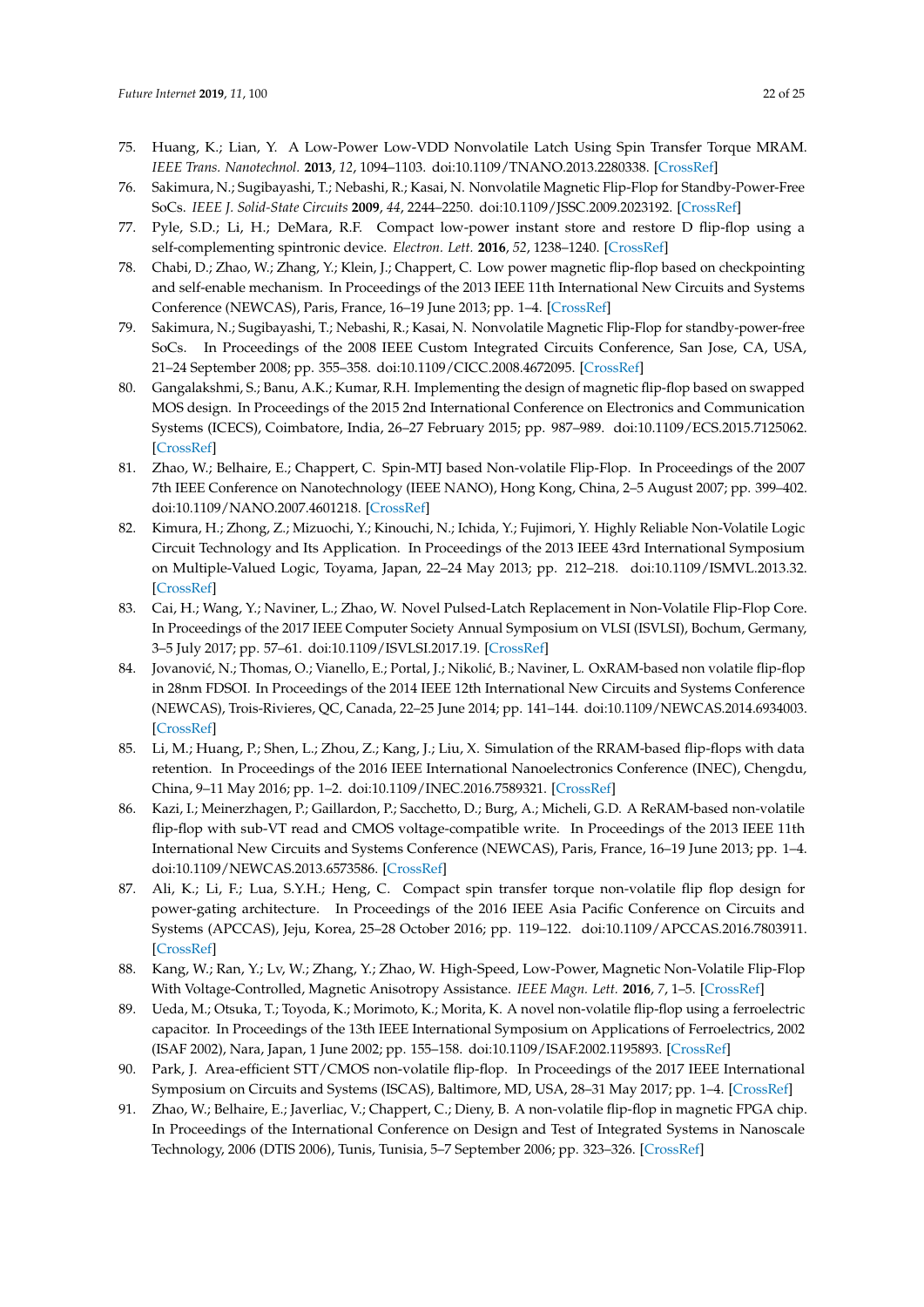75. Huang, K.; Lian, Y. A Low-Power Low-VDD Nonvolatile Latch Using Spin Transfer Torque MRAM. *IEEE Trans. Nanotechnol.* **2013**, *12*, 1094–1103. doi:10.1109/TNANO.2013.2280338. [CrossRef]
76. Sakimura, N.; Sugibayashi, T.; Nebashi, R.; Kasai, N. Nonvolatile Magnetic Flip-Flop for Standby-Power-Free SoCs. *IEEE J. Solid-State Circuits* **2009**, *44*, 2244–2250. doi:10.1109/JSSC.2009.2023192. [CrossRef]
77. Pyle, S.D.; Li, H.; DeMara, R.F. Compact low-power instant store and restore D flip-flop using a self-complementing spintronic device. *Electron. Lett.* **2016**, *52*, 1238–1240. [CrossRef]
78. Chabi, D.; Zhao, W.; Zhang, Y.; Klein, J.; Chappert, C. Low power magnetic flip-flop based on checkpointing and self-enable mechanism. In Proceedings of the 2013 IEEE 11th International New Circuits and Systems Conference (NEWCAS), Paris, France, 16–19 June 2013; pp. 1–4. [CrossRef]
79. Sakimura, N.; Sugibayashi, T.; Nebashi, R.; Kasai, N. Nonvolatile Magnetic Flip-Flop for standby-power-free SoCs. In Proceedings of the 2008 IEEE Custom Integrated Circuits Conference, San Jose, CA, USA, 21–24 September 2008; pp. 355–358. doi:10.1109/CICC.2008.4672095. [CrossRef]
80. Gangalakshmi, S.; Banu, A.K.; Kumar, R.H. Implementing the design of magnetic flip-flop based on swapped MOS design. In Proceedings of the 2015 2nd International Conference on Electronics and Communication Systems (ICECS), Coimbatore, India, 26–27 February 2015; pp. 987–989. doi:10.1109/ECS.2015.7125062. [CrossRef]
81. Zhao, W.; Belhaire, E.; Chappert, C. Spin-MTJ based Non-volatile Flip-Flop. In Proceedings of the 2007 7th IEEE Conference on Nanotechnology (IEEE NANO), Hong Kong, China, 2–5 August 2007; pp. 399–402. doi:10.1109/NANO.2007.4601218. [CrossRef]
82. Kimura, H.; Zhong, Z.; Mizuochi, Y.; Kinouchi, N.; Ichida, Y.; Fujimori, Y. Highly Reliable Non-Volatile Logic Circuit Technology and Its Application. In Proceedings of the 2013 IEEE 43rd International Symposium on Multiple-Valued Logic, Toyama, Japan, 22–24 May 2013; pp. 212–218. doi:10.1109/ISMVL.2013.32. [CrossRef]
83. Cai, H.; Wang, Y.; Naviner, L.; Zhao, W. Novel Pulsed-Latch Replacement in Non-Volatile Flip-Flop Core. In Proceedings of the 2017 IEEE Computer Society Annual Symposium on VLSI (ISVLSI), Bochum, Germany, 3–5 July 2017; pp. 57–61. doi:10.1109/ISVLSI.2017.19. [CrossRef]
84. Jovanović, N.; Thomas, O.; Vianello, E.; Portal, J.; Nikolić, B.; Naviner, L. OxRAM-based non volatile flip-flop in 28nm FDSOI. In Proceedings of the 2014 IEEE 12th International New Circuits and Systems Conference (NEWCAS), Trois-Rivieres, QC, Canada, 22–25 June 2014; pp. 141–144. doi:10.1109/NEWCAS.2014.6934003. [CrossRef]
85. Li, M.; Huang, P.; Shen, L.; Zhou, Z.; Kang, J.; Liu, X. Simulation of the RRAM-based flip-flops with data retention. In Proceedings of the 2016 IEEE International Nanoelectronics Conference (INEC), Chengdu, China, 9–11 May 2016; pp. 1–2. doi:10.1109/INEC.2016.7589321. [CrossRef]
86. Kazi, I.; Meinerzhagen, P.; Gaillardon, P.; Sacchetto, D.; Burg, A.; Micheli, G.D. A ReRAM-based non-volatile flip-flop with sub-VT read and CMOS voltage-compatible write. In Proceedings of the 2013 IEEE 11th International New Circuits and Systems Conference (NEWCAS), Paris, France, 16–19 June 2013; pp. 1–4. doi:10.1109/NEWCAS.2013.6573586. [CrossRef]
87. Ali, K.; Li, F.; Lua, S.Y.H.; Heng, C. Compact spin transfer torque non-volatile flip flop design for power-gating architecture. In Proceedings of the 2016 IEEE Asia Pacific Conference on Circuits and Systems (APCCAS), Jeju, Korea, 25–28 October 2016; pp. 119–122. doi:10.1109/APCCAS.2016.7803911. [CrossRef]
88. Kang, W.; Ran, Y.; Lv, W.; Zhang, Y.; Zhao, W. High-Speed, Low-Power, Magnetic Non-Volatile Flip-Flop With Voltage-Controlled, Magnetic Anisotropy Assistance. *IEEE Magn. Lett.* **2016**, *7*, 1–5. [CrossRef]
89. Ueda, M.; Otsuka, T.; Toyoda, K.; Morimoto, K.; Morita, K. A novel non-volatile flip-flop using a ferroelectric capacitor. In Proceedings of the 13th IEEE International Symposium on Applications of Ferroelectrics, 2002 (ISAF 2002), Nara, Japan, 1 June 2002; pp. 155–158. doi:10.1109/ISAF.2002.1195893. [CrossRef]
90. Park, J. Area-efficient STT/CMOS non-volatile flip-flop. In Proceedings of the 2017 IEEE International Symposium on Circuits and Systems (ISCAS), Baltimore, MD, USA, 28–31 May 2017; pp. 1–4. [CrossRef]
91. Zhao, W.; Belhaire, E.; Javerliac, V.; Chappert, C.; Dieny, B. A non-volatile flip-flop in magnetic FPGA chip. In Proceedings of the International Conference on Design and Test of Integrated Systems in Nanoscale Technology, 2006 (DTIS 2006), Tunis, Tunisia, 5–7 September 2006; pp. 323–326. [CrossRef]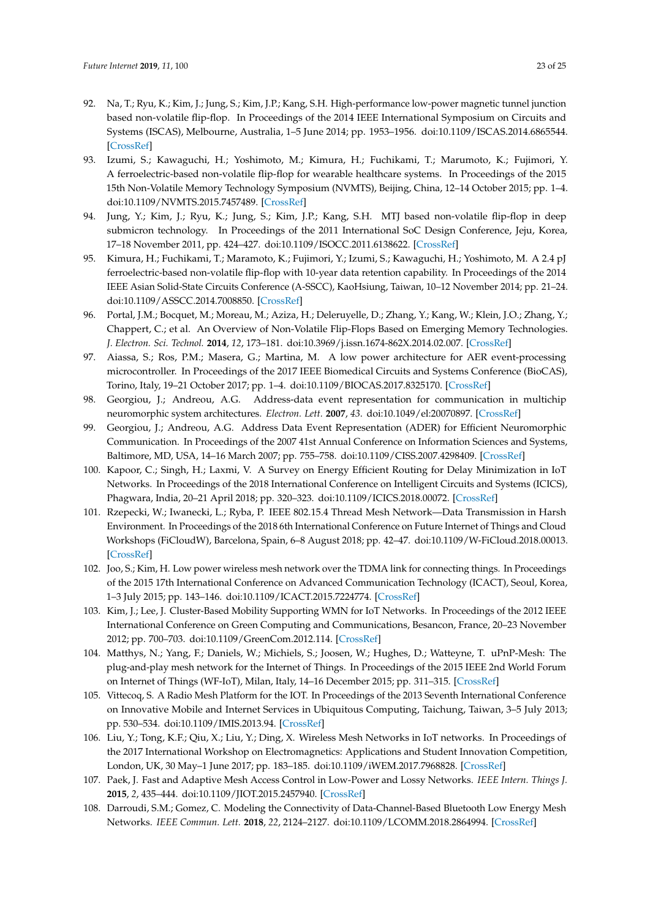92. Na, T.; Ryu, K.; Kim, J.; Jung, S.; Kim, J.P.; Kang, S.H. High-performance low-power magnetic tunnel junction based non-volatile flip-flop. In Proceedings of the 2014 IEEE International Symposium on Circuits and Systems (ISCAS), Melbourne, Australia, 1–5 June 2014; pp. 1953–1956. doi:10.1109/ISCAS.2014.6865544. [CrossRef]
93. Izumi, S.; Kawaguchi, H.; Yoshimoto, M.; Kimura, H.; Fuchikami, T.; Marumoto, K.; Fujimori, Y. A ferroelectric-based non-volatile flip-flop for wearable healthcare systems. In Proceedings of the 2015 15th Non-Volatile Memory Technology Symposium (NVMTS), Beijing, China, 12–14 October 2015; pp. 1–4. doi:10.1109/NVMTS.2015.7457489. [CrossRef]
94. Jung, Y.; Kim, J.; Ryu, K.; Jung, S.; Kim, J.P.; Kang, S.H. MTJ based non-volatile flip-flop in deep submicron technology. In Proceedings of the 2011 International SoC Design Conference, Jeju, Korea, 17–18 November 2011, pp. 424–427. doi:10.1109/ISOCC.2011.6138622. [CrossRef]
95. Kimura, H.; Fuchikami, T.; Maramoto, K.; Fujimori, Y.; Izumi, S.; Kawaguchi, H.; Yoshimoto, M. A 2.4 pJ ferroelectric-based non-volatile flip-flop with 10-year data retention capability. In Proceedings of the 2014 IEEE Asian Solid-State Circuits Conference (A-SSCC), KaoHsiung, Taiwan, 10–12 November 2014; pp. 21–24. doi:10.1109/ASSCC.2014.7008850. [CrossRef]
96. Portal, J.M.; Bocquet, M.; Moreau, M.; Aziza, H.; Deleruyelle, D.; Zhang, Y.; Kang, W.; Klein, J.O.; Zhang, Y.; Chappert, C.; et al. An Overview of Non-Volatile Flip-Flops Based on Emerging Memory Technologies. *J. Electron. Sci. Technol.* **2014**, *12*, 173–181. doi:10.3969/j.issn.1674-862X.2014.02.007. [CrossRef]
97. Aiassa, S.; Ros, P.M.; Masera, G.; Martina, M. A low power architecture for AER event-processing microcontroller. In Proceedings of the 2017 IEEE Biomedical Circuits and Systems Conference (BioCAS), Torino, Italy, 19–21 October 2017; pp. 1–4. doi:10.1109/BIOCAS.2017.8325170. [CrossRef]
98. Georgiou, J.; Andreou, A.G. Address-data event representation for communication in multichip neuromorphic system architectures. *Electron. Lett.* **2007**, *43*. doi:10.1049/el:20070897. [CrossRef]
99. Georgiou, J.; Andreou, A.G. Address Data Event Representation (ADER) for Efficient Neuromorphic Communication. In Proceedings of the 2007 41st Annual Conference on Information Sciences and Systems, Baltimore, MD, USA, 14–16 March 2007; pp. 755–758. doi:10.1109/CISS.2007.4298409. [CrossRef]
100. Kapoor, C.; Singh, H.; Laxmi, V. A Survey on Energy Efficient Routing for Delay Minimization in IoT Networks. In Proceedings of the 2018 International Conference on Intelligent Circuits and Systems (ICICS), Phagwara, India, 20–21 April 2018; pp. 320–323. doi:10.1109/ICICS.2018.00072. [CrossRef]
101. Rzepecki, W.; Iwanecki, L.; Ryba, P. IEEE 802.15.4 Thread Mesh Network—Data Transmission in Harsh Environment. In Proceedings of the 2018 6th International Conference on Future Internet of Things and Cloud Workshops (FiCloudW), Barcelona, Spain, 6–8 August 2018; pp. 42–47. doi:10.1109/W-FiCloud.2018.00013. [CrossRef]
102. Joo, S.; Kim, H. Low power wireless mesh network over the TDMA link for connecting things. In Proceedings of the 2015 17th International Conference on Advanced Communication Technology (ICACT), Seoul, Korea, 1–3 July 2015; pp. 143–146. doi:10.1109/ICACT.2015.7224774. [CrossRef]
103. Kim, J.; Lee, J. Cluster-Based Mobility Supporting WMN for IoT Networks. In Proceedings of the 2012 IEEE International Conference on Green Computing and Communications, Besancon, France, 20–23 November 2012; pp. 700–703. doi:10.1109/GreenCom.2012.114. [CrossRef]
104. Matthys, N.; Yang, F.; Daniels, W.; Michiels, S.; Joosen, W.; Hughes, D.; Watteyne, T. uPnP-Mesh: The plug-and-play mesh network for the Internet of Things. In Proceedings of the 2015 IEEE 2nd World Forum on Internet of Things (WF-IoT), Milan, Italy, 14–16 December 2015; pp. 311–315. [CrossRef]
105. Vittecoq, S. A Radio Mesh Platform for the IOT. In Proceedings of the 2013 Seventh International Conference on Innovative Mobile and Internet Services in Ubiquitous Computing, Taichung, Taiwan, 3–5 July 2013; pp. 530–534. doi:10.1109/IMIS.2013.94. [CrossRef]
106. Liu, Y.; Tong, K.F.; Qiu, X.; Liu, Y.; Ding, X. Wireless Mesh Networks in IoT networks. In Proceedings of the 2017 International Workshop on Electromagnetics: Applications and Student Innovation Competition, London, UK, 30 May–1 June 2017; pp. 183–185. doi:10.1109/iWEM.2017.7968828. [CrossRef]
107. Paek, J. Fast and Adaptive Mesh Access Control in Low-Power and Lossy Networks. *IEEE Intern. Things J.* **2015**, *2*, 435–444. doi:10.1109/JIOT.2015.2457940. [CrossRef]
108. Darroudi, S.M.; Gomez, C. Modeling the Connectivity of Data-Channel-Based Bluetooth Low Energy Mesh Networks. *IEEE Commun. Lett.* **2018**, *22*, 2124–2127. doi:10.1109/LCOMM.2018.2864994. [CrossRef]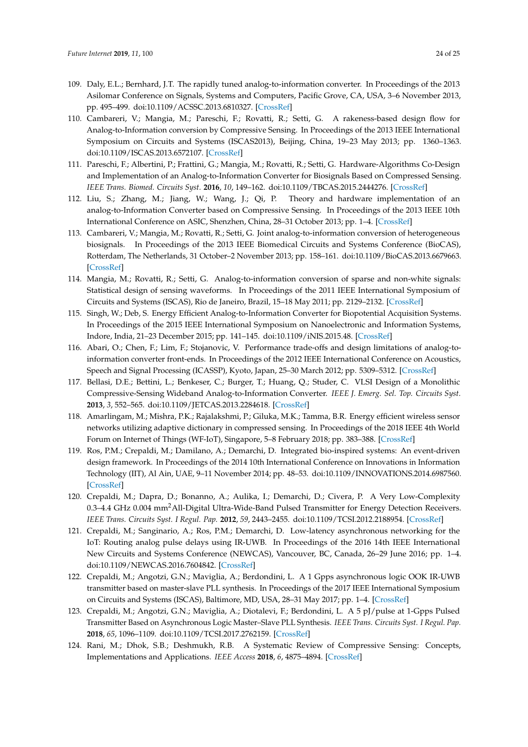109. Daly, E.L.; Bernhard, J.T. The rapidly tuned analog-to-information converter. In Proceedings of the 2013 Asilomar Conference on Signals, Systems and Computers, Pacific Grove, CA, USA, 3–6 November 2013, pp. 495–499. doi:10.1109/ACSSC.2013.6810327. [CrossRef]
110. Cambareri, V.; Mangia, M.; Pareschi, F.; Rovatti, R.; Setti, G. A rakeness-based design flow for Analog-to-Information conversion by Compressive Sensing. In Proceedings of the 2013 IEEE International Symposium on Circuits and Systems (ISCAS2013), Beijing, China, 19–23 May 2013; pp. 1360–1363. doi:10.1109/ISCAS.2013.6572107. [CrossRef]
111. Pareschi, F.; Albertini, P.; Frattini, G.; Mangia, M.; Rovatti, R.; Setti, G. Hardware-Algorithms Co-Design and Implementation of an Analog-to-Information Converter for Biosignals Based on Compressed Sensing. *IEEE Trans. Biomed. Circuits Syst.* **2016**, *10*, 149–162. doi:10.1109/TBCAS.2015.2444276. [CrossRef]
112. Liu, S.; Zhang, M.; Jiang, W.; Wang, J.; Qi, P. Theory and hardware implementation of an analog-to-Information Converter based on Compressive Sensing. In Proceedings of the 2013 IEEE 10th International Conference on ASIC, Shenzhen, China, 28–31 October 2013; pp. 1–4. [CrossRef]
113. Cambareri, V.; Mangia, M.; Rovatti, R.; Setti, G. Joint analog-to-information conversion of heterogeneous biosignals. In Proceedings of the 2013 IEEE Biomedical Circuits and Systems Conference (BioCAS), Rotterdam, The Netherlands, 31 October–2 November 2013; pp. 158–161. doi:10.1109/BioCAS.2013.6679663. [CrossRef]
114. Mangia, M.; Rovatti, R.; Setti, G. Analog-to-information conversion of sparse and non-white signals: Statistical design of sensing waveforms. In Proceedings of the 2011 IEEE International Symposium of Circuits and Systems (ISCAS), Rio de Janeiro, Brazil, 15–18 May 2011; pp. 2129–2132. [CrossRef]
115. Singh, W.; Deb, S. Energy Efficient Analog-to-Information Converter for Biopotential Acquisition Systems. In Proceedings of the 2015 IEEE International Symposium on Nanoelectronic and Information Systems, Indore, India, 21–23 December 2015; pp. 141–145. doi:10.1109/iNIS.2015.48. [CrossRef]
116. Abari, O.; Chen, F.; Lim, F.; Stojanovic, V. Performance trade-offs and design limitations of analog-to-information converter front-ends. In Proceedings of the 2012 IEEE International Conference on Acoustics, Speech and Signal Processing (ICASSP), Kyoto, Japan, 25–30 March 2012; pp. 5309–5312. [CrossRef]
117. Bellasi, D.E.; Bettini, L.; Benkeser, C.; Burger, T.; Huang, Q.; Studer, C. VLSI Design of a Monolithic Compressive-Sensing Wideband Analog-to-Information Converter. *IEEE J. Emerg. Sel. Top. Circuits Syst.* **2013**, *3*, 552–565. doi:10.1109/JETCAS.2013.2284618. [CrossRef]
118. Amarlingam, M.; Mishra, P.K.; Rajalakshmi, P.; Giluka, M.K.; Tamma, B.R. Energy efficient wireless sensor networks utilizing adaptive dictionary in compressed sensing. In Proceedings of the 2018 IEEE 4th World Forum on Internet of Things (WF-IoT), Singapore, 5–8 February 2018; pp. 383–388. [CrossRef]
119. Ros, P.M.; Crepaldi, M.; Damilano, A.; Demarchi, D. Integrated bio-inspired systems: An event-driven design framework. In Proceedings of the 2014 10th International Conference on Innovations in Information Technology (IIT), Al Ain, UAE, 9–11 November 2014; pp. 48–53. doi:10.1109/INNOVATIONS.2014.6987560. [CrossRef]
120. Crepaldi, M.; Dapra, D.; Bonanno, A.; Aulika, I.; Demarchi, D.; Civera, P. A Very Low-Complexity 0.3–4.4 GHz 0.004 mm$^2$All-Digital Ultra-Wide-Band Pulsed Transmitter for Energy Detection Receivers. *IEEE Trans. Circuits Syst. I Regul. Pap.* **2012**, *59*, 2443–2455. doi:10.1109/TCSI.2012.2188954. [CrossRef]
121. Crepaldi, M.; Sanginario, A.; Ros, P.M.; Demarchi, D. Low-latency asynchronous networking for the IoT: Routing analog pulse delays using IR-UWB. In Proceedings of the 2016 14th IEEE International New Circuits and Systems Conference (NEWCAS), Vancouver, BC, Canada, 26–29 June 2016; pp. 1–4. doi:10.1109/NEWCAS.2016.7604842. [CrossRef]
122. Crepaldi, M.; Angotzi, G.N.; Maviglia, A.; Berdondini, L. A 1 Gpps asynchronous logic OOK IR-UWB transmitter based on master-slave PLL synthesis. In Proceedings of the 2017 IEEE International Symposium on Circuits and Systems (ISCAS), Baltimore, MD, USA, 28–31 May 2017; pp. 1–4. [CrossRef]
123. Crepaldi, M.; Angotzi, G.N.; Maviglia, A.; Diotalevi, F.; Berdondini, L. A 5 pJ/pulse at 1-Gpps Pulsed Transmitter Based on Asynchronous Logic Master–Slave PLL Synthesis. *IEEE Trans. Circuits Syst. I Regul. Pap.* **2018**, *65*, 1096–1109. doi:10.1109/TCSI.2017.2762159. [CrossRef]
124. Rani, M.; Dhok, S.B.; Deshmukh, R.B. A Systematic Review of Compressive Sensing: Concepts, Implementations and Applications. *IEEE Access* **2018**, *6*, 4875–4894. [CrossRef]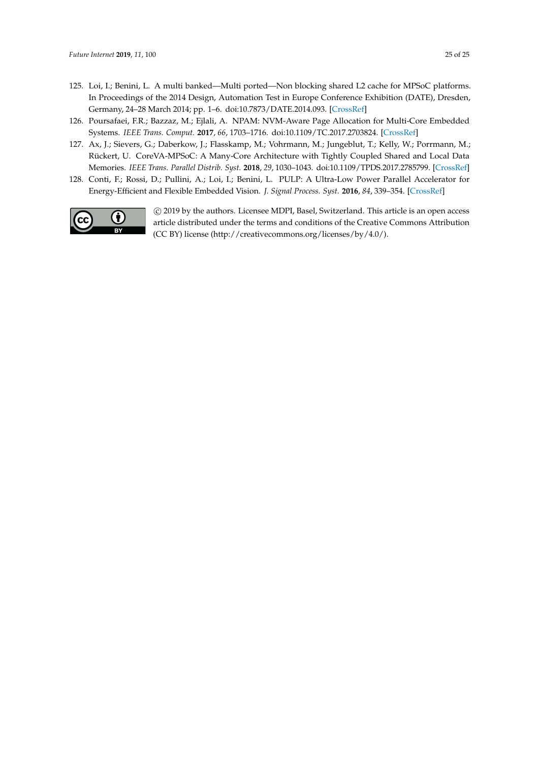125. Loi, I.; Benini, L. A multi banked—Multi ported—Non blocking shared L2 cache for MPSoC platforms. In Proceedings of the 2014 Design, Automation Test in Europe Conference Exhibition (DATE), Dresden, Germany, 24–28 March 2014; pp. 1–6. doi:10.7873/DATE.2014.093. [CrossRef]
126. Poursafaei, F.R.; Bazzaz, M.; Ejlali, A. NPAM: NVM-Aware Page Allocation for Multi-Core Embedded Systems. *IEEE Trans. Comput.* **2017**, *66*, 1703–1716. doi:10.1109/TC.2017.2703824. [CrossRef]
127. Ax, J.; Sievers, G.; Daberkow, J.; Flasskamp, M.; Vohrmann, M.; Jungeblut, T.; Kelly, W.; Porrmann, M.; Rückert, U. CoreVA-MPSoC: A Many-Core Architecture with Tightly Coupled Shared and Local Data Memories. *IEEE Trans. Parallel Distrib. Syst.* **2018**, *29*, 1030–1043. doi:10.1109/TPDS.2017.2785799. [CrossRef]
128. Conti, F.; Rossi, D.; Pullini, A.; Loi, I.; Benini, L. PULP: A Ultra-Low Power Parallel Accelerator for Energy-Efficient and Flexible Embedded Vision. *J. Signal Process. Syst.* **2016**, *84*, 339–354. [CrossRef]

© 2019 by the authors. Licensee MDPI, Basel, Switzerland. This article is an open access article distributed under the terms and conditions of the Creative Commons Attribution (CC BY) license (http://creativecommons.org/licenses/by/4.0/).